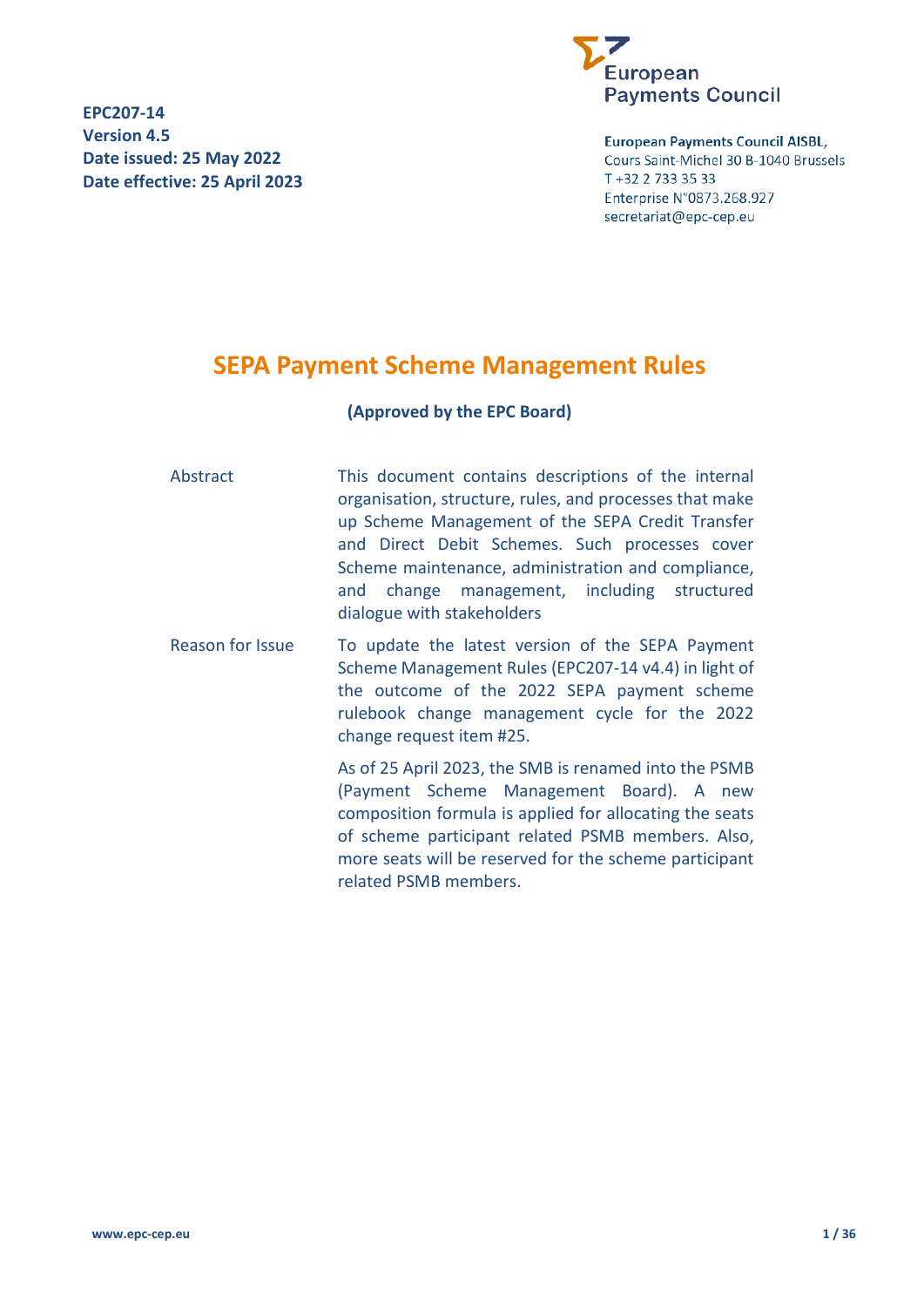**EPC207-14**
**Version 4.5**
**Date issued: 25 May 2022**
**Date effective: 25 April 2023**

European Payments Council

**European Payments Council AISBL,**
Cours Saint-Michel 30 B-1040 Brussels
T +32 2 733 35 33
Enterprise N°0873.268.927
secretariat@epc-cep.eu

# SEPA Payment Scheme Management Rules

**(Approved by the EPC Board)**

| | |
|---|---|
| Abstract | This document contains descriptions of the internal organisation, structure, rules, and processes that make up Scheme Management of the SEPA Credit Transfer and Direct Debit Schemes. Such processes cover Scheme maintenance, administration and compliance, and change management, including structured dialogue with stakeholders |
| Reason for Issue | To update the latest version of the SEPA Payment Scheme Management Rules (EPC207-14 v4.4) in light of the outcome of the 2022 SEPA payment scheme rulebook change management cycle for the 2022 change request item #25.<br><br>As of 25 April 2023, the SMB is renamed into the PSMB (Payment Scheme Management Board). A new composition formula is applied for allocating the seats of scheme participant related PSMB members. Also, more seats will be reserved for the scheme participant related PSMB members. |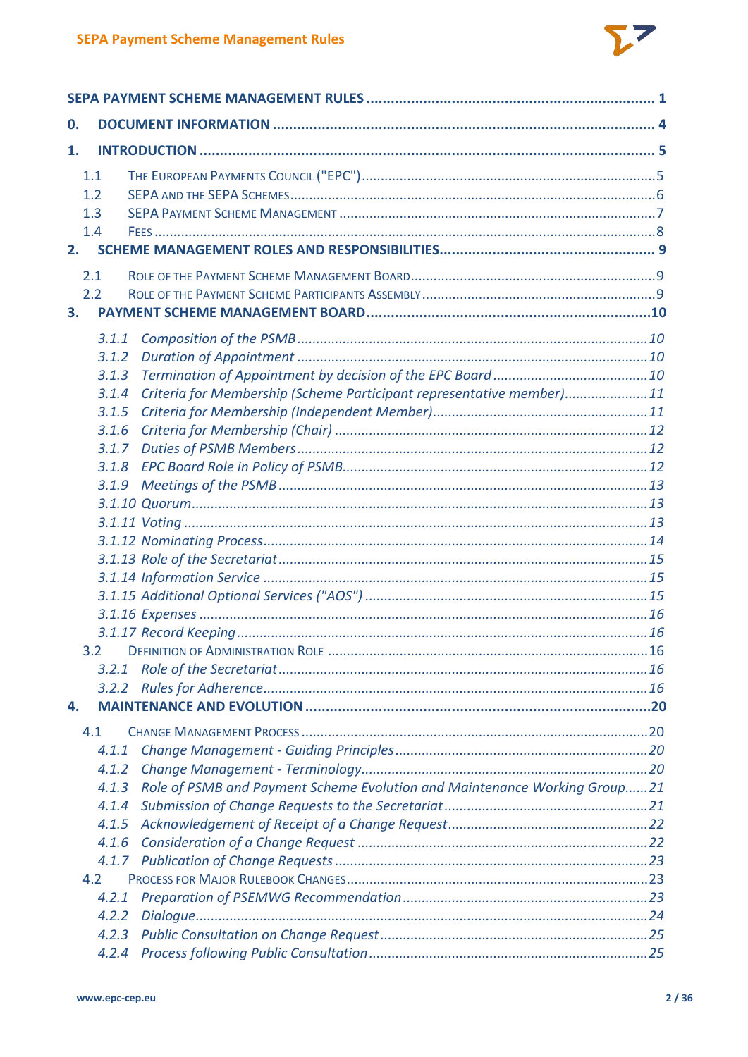SEPA PAYMENT SCHEME MANAGEMENT RULES ..... 1

0. DOCUMENT INFORMATION ..... 4

1. INTRODUCTION ..... 5
   - 1.1 The European Payments Council ("EPC") ..... 5
   - 1.2 SEPA and the SEPA Schemes ..... 6
   - 1.3 SEPA Payment Scheme Management ..... 7
   - 1.4 Fees ..... 8

2. SCHEME MANAGEMENT ROLES AND RESPONSIBILITIES ..... 9
   - 2.1 Role of the Payment Scheme Management Board ..... 9
   - 2.2 Role of the Payment Scheme Participants Assembly ..... 9

3. PAYMENT SCHEME MANAGEMENT BOARD ..... 10
   - *3.1.1 Composition of the PSMB ..... 10*
   - *3.1.2 Duration of Appointment ..... 10*
   - *3.1.3 Termination of Appointment by decision of the EPC Board ..... 10*
   - *3.1.4 Criteria for Membership (Scheme Participant representative member) ..... 11*
   - *3.1.5 Criteria for Membership (Independent Member) ..... 11*
   - *3.1.6 Criteria for Membership (Chair) ..... 12*
   - *3.1.7 Duties of PSMB Members ..... 12*
   - *3.1.8 EPC Board Role in Policy of PSMB ..... 12*
   - *3.1.9 Meetings of the PSMB ..... 13*
   - *3.1.10 Quorum ..... 13*
   - *3.1.11 Voting ..... 13*
   - *3.1.12 Nominating Process ..... 14*
   - *3.1.13 Role of the Secretariat ..... 15*
   - *3.1.14 Information Service ..... 15*
   - *3.1.15 Additional Optional Services ("AOS") ..... 15*
   - *3.1.16 Expenses ..... 16*
   - *3.1.17 Record Keeping ..... 16*
   - 3.2 Definition of Administration Role ..... 16
     - *3.2.1 Role of the Secretariat ..... 16*
     - *3.2.2 Rules for Adherence ..... 16*

4. MAINTENANCE AND EVOLUTION ..... 20
   - 4.1 Change Management Process ..... 20
     - *4.1.1 Change Management - Guiding Principles ..... 20*
     - *4.1.2 Change Management - Terminology ..... 20*
     - *4.1.3 Role of PSMB and Payment Scheme Evolution and Maintenance Working Group ..... 21*
     - *4.1.4 Submission of Change Requests to the Secretariat ..... 21*
     - *4.1.5 Acknowledgement of Receipt of a Change Request ..... 22*
     - *4.1.6 Consideration of a Change Request ..... 22*
     - *4.1.7 Publication of Change Requests ..... 23*
   - 4.2 Process for Major Rulebook Changes ..... 23
     - *4.2.1 Preparation of PSEMWG Recommendation ..... 23*
     - *4.2.2 Dialogue ..... 24*
     - *4.2.3 Public Consultation on Change Request ..... 25*
     - *4.2.4 Process following Public Consultation ..... 25*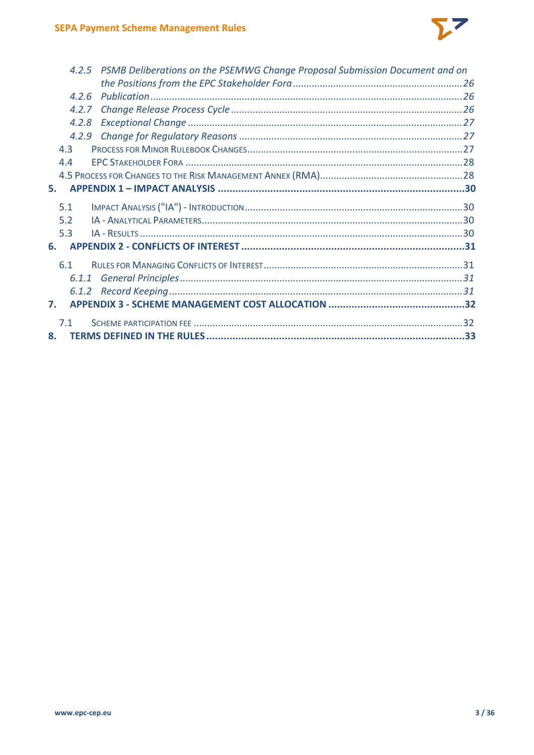4.2.5 *PSMB Deliberations on the PSEMWG Change Proposal Submission Document and on the Positions from the EPC Stakeholder Fora* ..... 26

4.2.6 *Publication* ..... 26

4.2.7 *Change Release Process Cycle* ..... 26

4.2.8 *Exceptional Change* ..... 27

4.2.9 *Change for Regulatory Reasons* ..... 27

4.3 Process for Minor Rulebook Changes ..... 27

4.4 EPC Stakeholder Fora ..... 28

4.5 Process for Changes to the Risk Management Annex (RMA) ..... 28

**5. APPENDIX 1 – IMPACT ANALYSIS ..... 30**

5.1 Impact Analysis ("IA") - Introduction ..... 30

5.2 IA - Analytical Parameters ..... 30

5.3 IA - Results ..... 30

**6. APPENDIX 2 - CONFLICTS OF INTEREST ..... 31**

6.1 Rules for Managing Conflicts of Interest ..... 31

6.1.1 *General Principles* ..... 31

6.1.2 *Record Keeping* ..... 31

**7. APPENDIX 3 - SCHEME MANAGEMENT COST ALLOCATION ..... 32**

7.1 Scheme participation fee ..... 32

**8. TERMS DEFINED IN THE RULES ..... 33**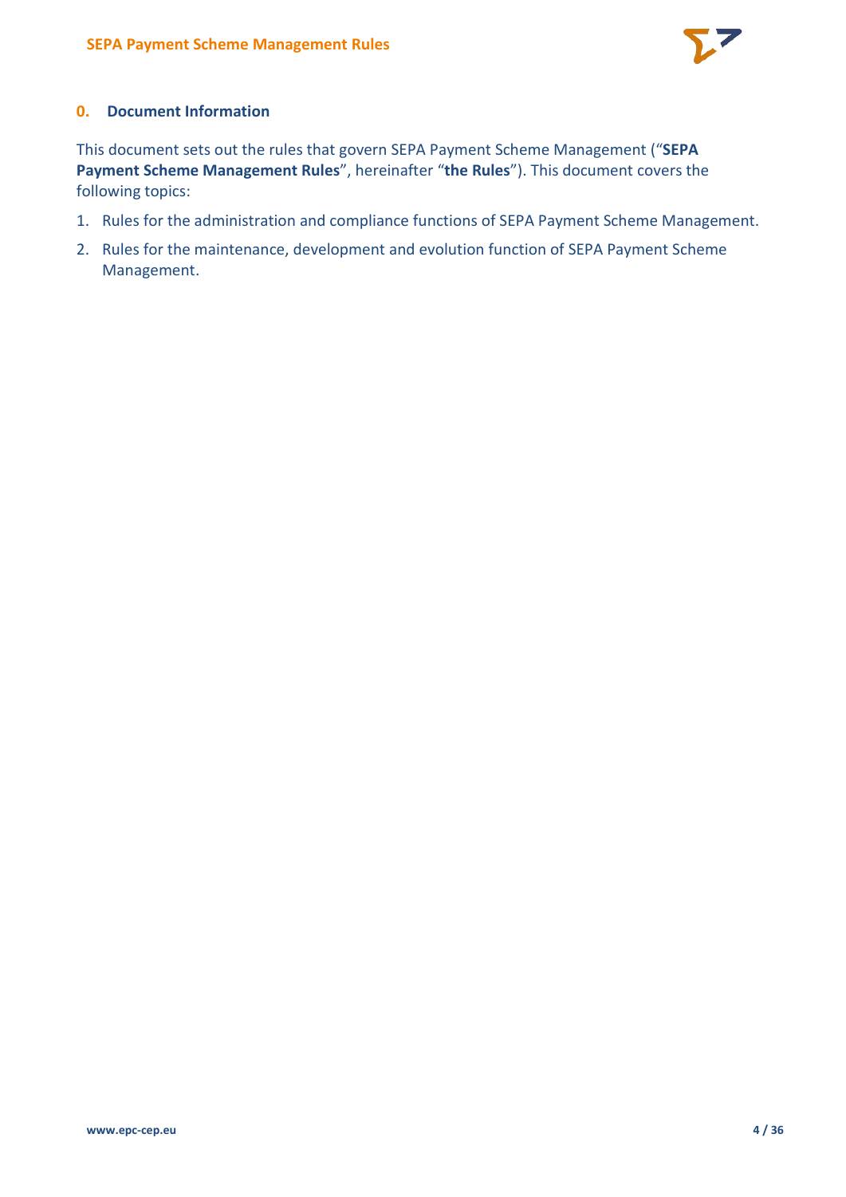## 0. Document Information

This document sets out the rules that govern SEPA Payment Scheme Management ("**SEPA Payment Scheme Management Rules**", hereinafter "**the Rules**"). This document covers the following topics:

1. Rules for the administration and compliance functions of SEPA Payment Scheme Management.
2. Rules for the maintenance, development and evolution function of SEPA Payment Scheme Management.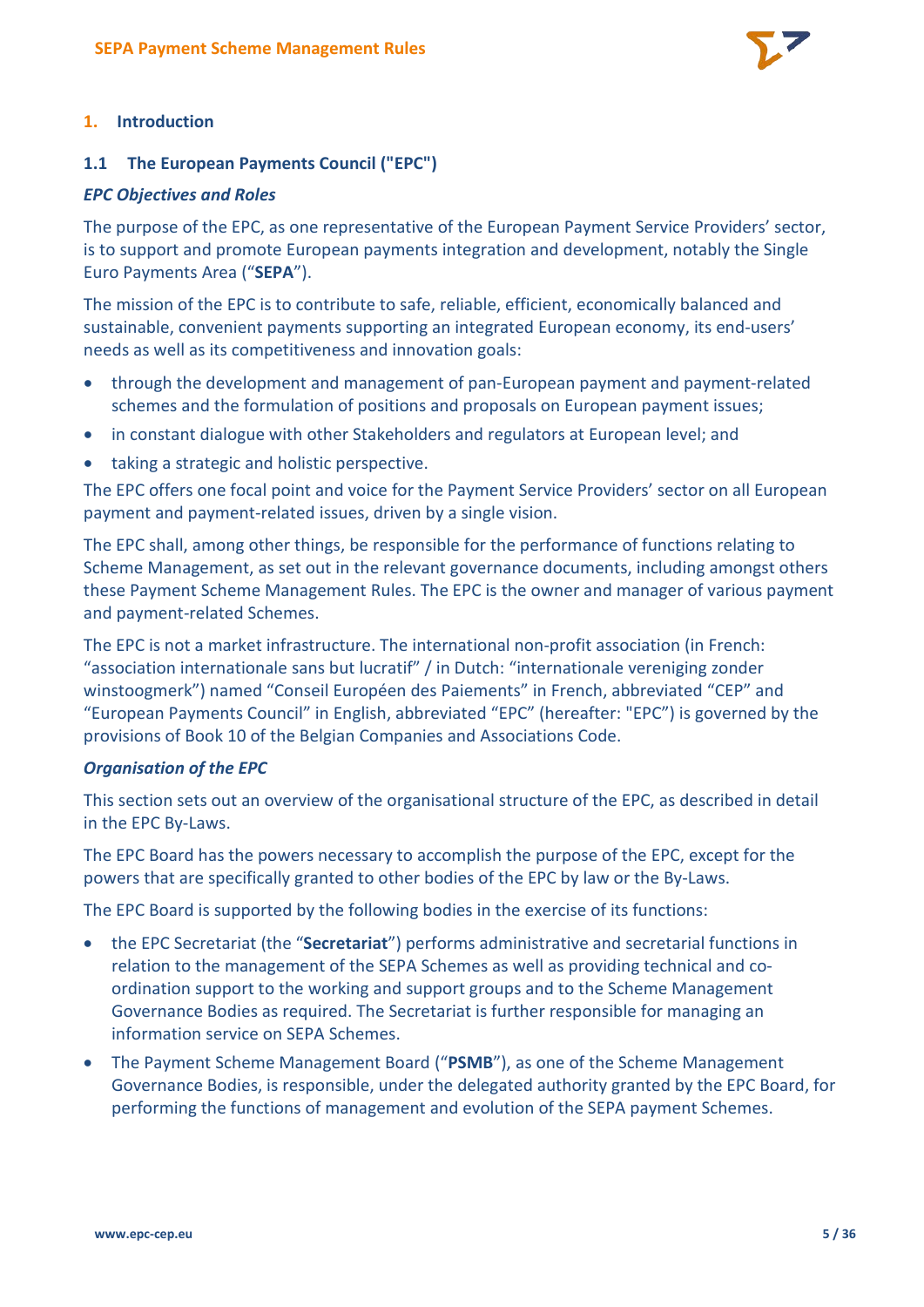# 1. Introduction

## 1.1 The European Payments Council ("EPC")

***EPC Objectives and Roles***

The purpose of the EPC, as one representative of the European Payment Service Providers' sector, is to support and promote European payments integration and development, notably the Single Euro Payments Area ("**SEPA**").

The mission of the EPC is to contribute to safe, reliable, efficient, economically balanced and sustainable, convenient payments supporting an integrated European economy, its end-users' needs as well as its competitiveness and innovation goals:

- through the development and management of pan-European payment and payment-related schemes and the formulation of positions and proposals on European payment issues;
- in constant dialogue with other Stakeholders and regulators at European level; and
- taking a strategic and holistic perspective.

The EPC offers one focal point and voice for the Payment Service Providers' sector on all European payment and payment-related issues, driven by a single vision.

The EPC shall, among other things, be responsible for the performance of functions relating to Scheme Management, as set out in the relevant governance documents, including amongst others these Payment Scheme Management Rules. The EPC is the owner and manager of various payment and payment-related Schemes.

The EPC is not a market infrastructure. The international non-profit association (in French: "association internationale sans but lucratif" / in Dutch: "internationale vereniging zonder winstoogmerk") named "Conseil Européen des Paiements" in French, abbreviated "CEP" and "European Payments Council" in English, abbreviated "EPC" (hereafter: "EPC") is governed by the provisions of Book 10 of the Belgian Companies and Associations Code.

***Organisation of the EPC***

This section sets out an overview of the organisational structure of the EPC, as described in detail in the EPC By-Laws.

The EPC Board has the powers necessary to accomplish the purpose of the EPC, except for the powers that are specifically granted to other bodies of the EPC by law or the By-Laws.

The EPC Board is supported by the following bodies in the exercise of its functions:

- the EPC Secretariat (the "**Secretariat**") performs administrative and secretarial functions in relation to the management of the SEPA Schemes as well as providing technical and co-ordination support to the working and support groups and to the Scheme Management Governance Bodies as required. The Secretariat is further responsible for managing an information service on SEPA Schemes.
- The Payment Scheme Management Board ("**PSMB**"), as one of the Scheme Management Governance Bodies, is responsible, under the delegated authority granted by the EPC Board, for performing the functions of management and evolution of the SEPA payment Schemes.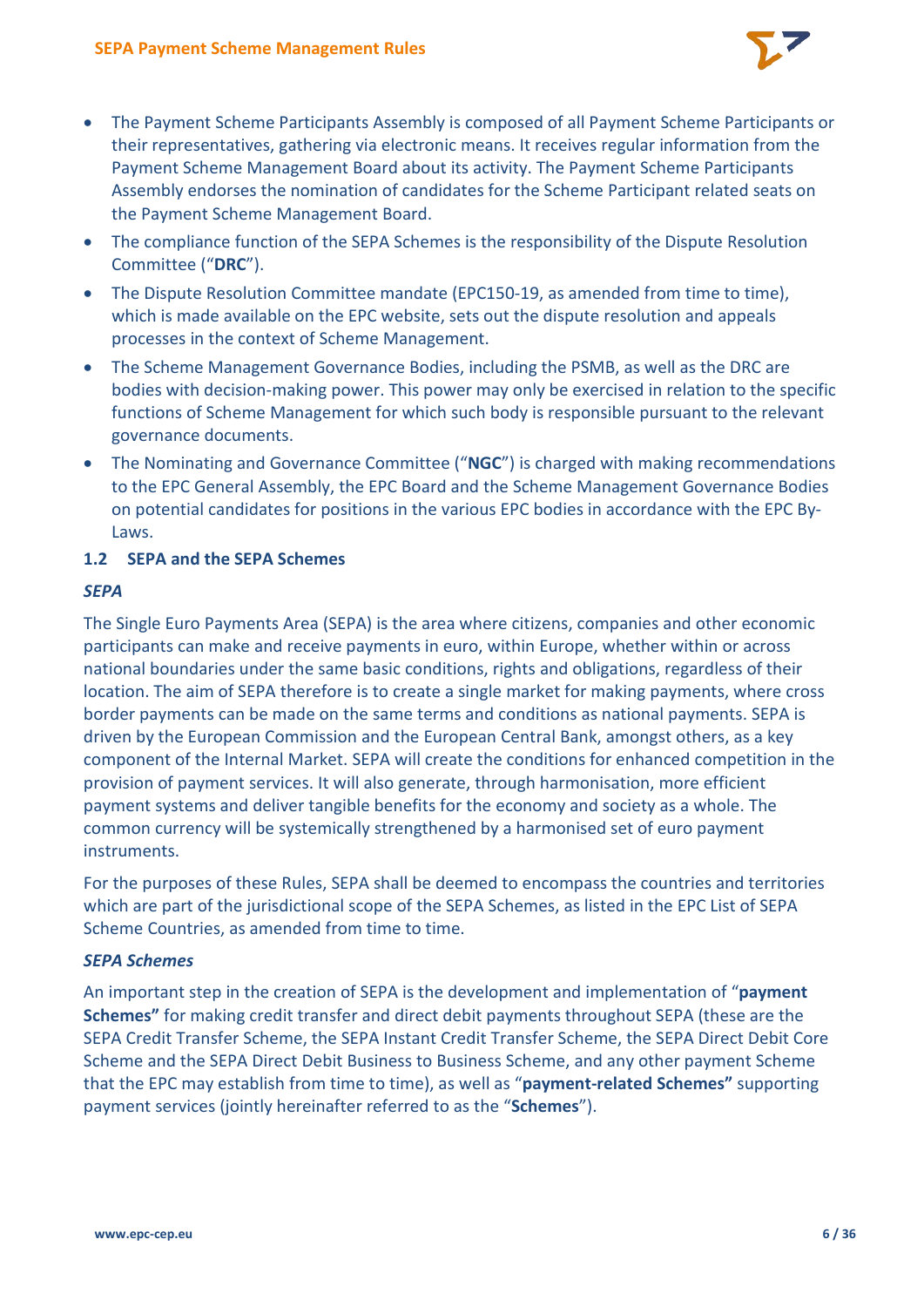- The Payment Scheme Participants Assembly is composed of all Payment Scheme Participants or their representatives, gathering via electronic means. It receives regular information from the Payment Scheme Management Board about its activity. The Payment Scheme Participants Assembly endorses the nomination of candidates for the Scheme Participant related seats on the Payment Scheme Management Board.
- The compliance function of the SEPA Schemes is the responsibility of the Dispute Resolution Committee ("**DRC**").
- The Dispute Resolution Committee mandate (EPC150-19, as amended from time to time), which is made available on the EPC website, sets out the dispute resolution and appeals processes in the context of Scheme Management.
- The Scheme Management Governance Bodies, including the PSMB, as well as the DRC are bodies with decision-making power. This power may only be exercised in relation to the specific functions of Scheme Management for which such body is responsible pursuant to the relevant governance documents.
- The Nominating and Governance Committee ("**NGC**") is charged with making recommendations to the EPC General Assembly, the EPC Board and the Scheme Management Governance Bodies on potential candidates for positions in the various EPC bodies in accordance with the EPC By-Laws.

## 1.2 SEPA and the SEPA Schemes

### *SEPA*

The Single Euro Payments Area (SEPA) is the area where citizens, companies and other economic participants can make and receive payments in euro, within Europe, whether within or across national boundaries under the same basic conditions, rights and obligations, regardless of their location. The aim of SEPA therefore is to create a single market for making payments, where cross border payments can be made on the same terms and conditions as national payments. SEPA is driven by the European Commission and the European Central Bank, amongst others, as a key component of the Internal Market. SEPA will create the conditions for enhanced competition in the provision of payment services. It will also generate, through harmonisation, more efficient payment systems and deliver tangible benefits for the economy and society as a whole. The common currency will be systemically strengthened by a harmonised set of euro payment instruments.

For the purposes of these Rules, SEPA shall be deemed to encompass the countries and territories which are part of the jurisdictional scope of the SEPA Schemes, as listed in the EPC List of SEPA Scheme Countries, as amended from time to time.

### *SEPA Schemes*

An important step in the creation of SEPA is the development and implementation of "**payment Schemes"** for making credit transfer and direct debit payments throughout SEPA (these are the SEPA Credit Transfer Scheme, the SEPA Instant Credit Transfer Scheme, the SEPA Direct Debit Core Scheme and the SEPA Direct Debit Business to Business Scheme, and any other payment Scheme that the EPC may establish from time to time), as well as "**payment-related Schemes"** supporting payment services (jointly hereinafter referred to as the "**Schemes**").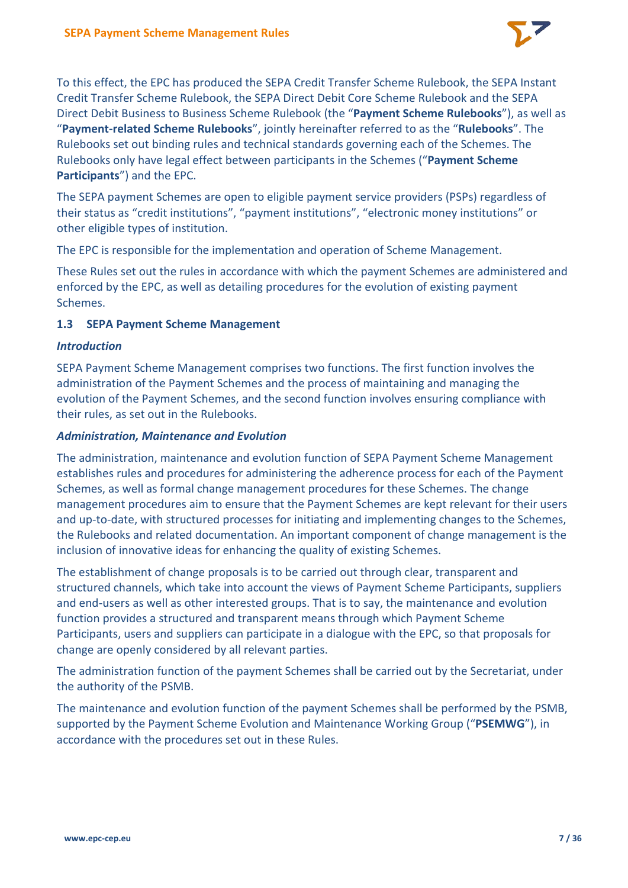To this effect, the EPC has produced the SEPA Credit Transfer Scheme Rulebook, the SEPA Instant Credit Transfer Scheme Rulebook, the SEPA Direct Debit Core Scheme Rulebook and the SEPA Direct Debit Business to Business Scheme Rulebook (the "**Payment Scheme Rulebooks**"), as well as "**Payment-related Scheme Rulebooks**", jointly hereinafter referred to as the "**Rulebooks**". The Rulebooks set out binding rules and technical standards governing each of the Schemes. The Rulebooks only have legal effect between participants in the Schemes ("**Payment Scheme Participants**") and the EPC.

The SEPA payment Schemes are open to eligible payment service providers (PSPs) regardless of their status as "credit institutions", "payment institutions", "electronic money institutions" or other eligible types of institution.

The EPC is responsible for the implementation and operation of Scheme Management.

These Rules set out the rules in accordance with which the payment Schemes are administered and enforced by the EPC, as well as detailing procedures for the evolution of existing payment Schemes.

### 1.3 SEPA Payment Scheme Management

***Introduction***

SEPA Payment Scheme Management comprises two functions. The first function involves the administration of the Payment Schemes and the process of maintaining and managing the evolution of the Payment Schemes, and the second function involves ensuring compliance with their rules, as set out in the Rulebooks.

***Administration, Maintenance and Evolution***

The administration, maintenance and evolution function of SEPA Payment Scheme Management establishes rules and procedures for administering the adherence process for each of the Payment Schemes, as well as formal change management procedures for these Schemes. The change management procedures aim to ensure that the Payment Schemes are kept relevant for their users and up-to-date, with structured processes for initiating and implementing changes to the Schemes, the Rulebooks and related documentation. An important component of change management is the inclusion of innovative ideas for enhancing the quality of existing Schemes.

The establishment of change proposals is to be carried out through clear, transparent and structured channels, which take into account the views of Payment Scheme Participants, suppliers and end-users as well as other interested groups. That is to say, the maintenance and evolution function provides a structured and transparent means through which Payment Scheme Participants, users and suppliers can participate in a dialogue with the EPC, so that proposals for change are openly considered by all relevant parties.

The administration function of the payment Schemes shall be carried out by the Secretariat, under the authority of the PSMB.

The maintenance and evolution function of the payment Schemes shall be performed by the PSMB, supported by the Payment Scheme Evolution and Maintenance Working Group ("**PSEMWG**"), in accordance with the procedures set out in these Rules.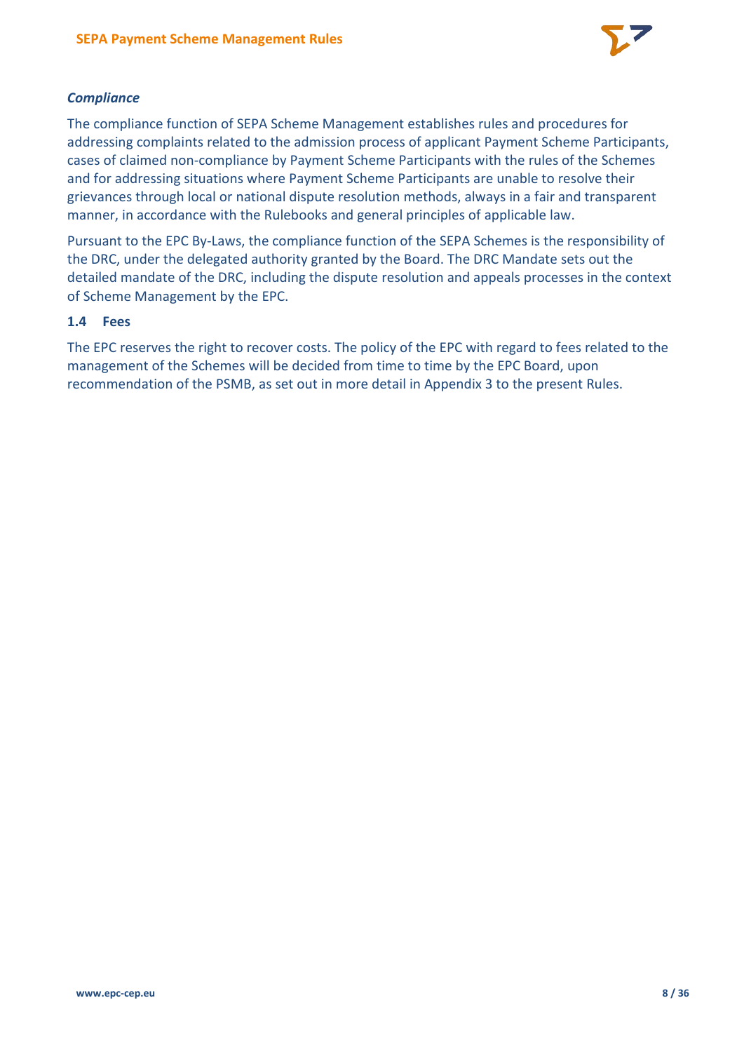***Compliance***

The compliance function of SEPA Scheme Management establishes rules and procedures for addressing complaints related to the admission process of applicant Payment Scheme Participants, cases of claimed non-compliance by Payment Scheme Participants with the rules of the Schemes and for addressing situations where Payment Scheme Participants are unable to resolve their grievances through local or national dispute resolution methods, always in a fair and transparent manner, in accordance with the Rulebooks and general principles of applicable law.

Pursuant to the EPC By-Laws, the compliance function of the SEPA Schemes is the responsibility of the DRC, under the delegated authority granted by the Board. The DRC Mandate sets out the detailed mandate of the DRC, including the dispute resolution and appeals processes in the context of Scheme Management by the EPC.

## 1.4 Fees

The EPC reserves the right to recover costs. The policy of the EPC with regard to fees related to the management of the Schemes will be decided from time to time by the EPC Board, upon recommendation of the PSMB, as set out in more detail in Appendix 3 to the present Rules.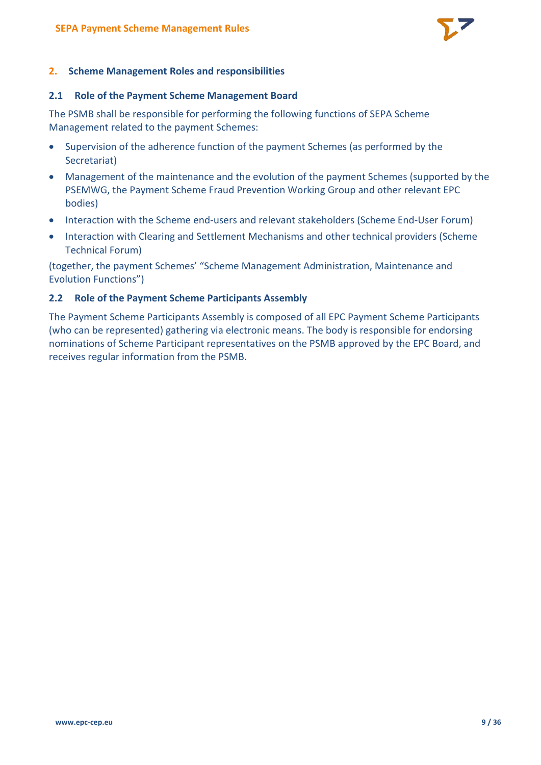## 2. Scheme Management Roles and responsibilities

### 2.1 Role of the Payment Scheme Management Board

The PSMB shall be responsible for performing the following functions of SEPA Scheme Management related to the payment Schemes:

- Supervision of the adherence function of the payment Schemes (as performed by the Secretariat)
- Management of the maintenance and the evolution of the payment Schemes (supported by the PSEMWG, the Payment Scheme Fraud Prevention Working Group and other relevant EPC bodies)
- Interaction with the Scheme end-users and relevant stakeholders (Scheme End-User Forum)
- Interaction with Clearing and Settlement Mechanisms and other technical providers (Scheme Technical Forum)

(together, the payment Schemes' "Scheme Management Administration, Maintenance and Evolution Functions")

### 2.2 Role of the Payment Scheme Participants Assembly

The Payment Scheme Participants Assembly is composed of all EPC Payment Scheme Participants (who can be represented) gathering via electronic means. The body is responsible for endorsing nominations of Scheme Participant representatives on the PSMB approved by the EPC Board, and receives regular information from the PSMB.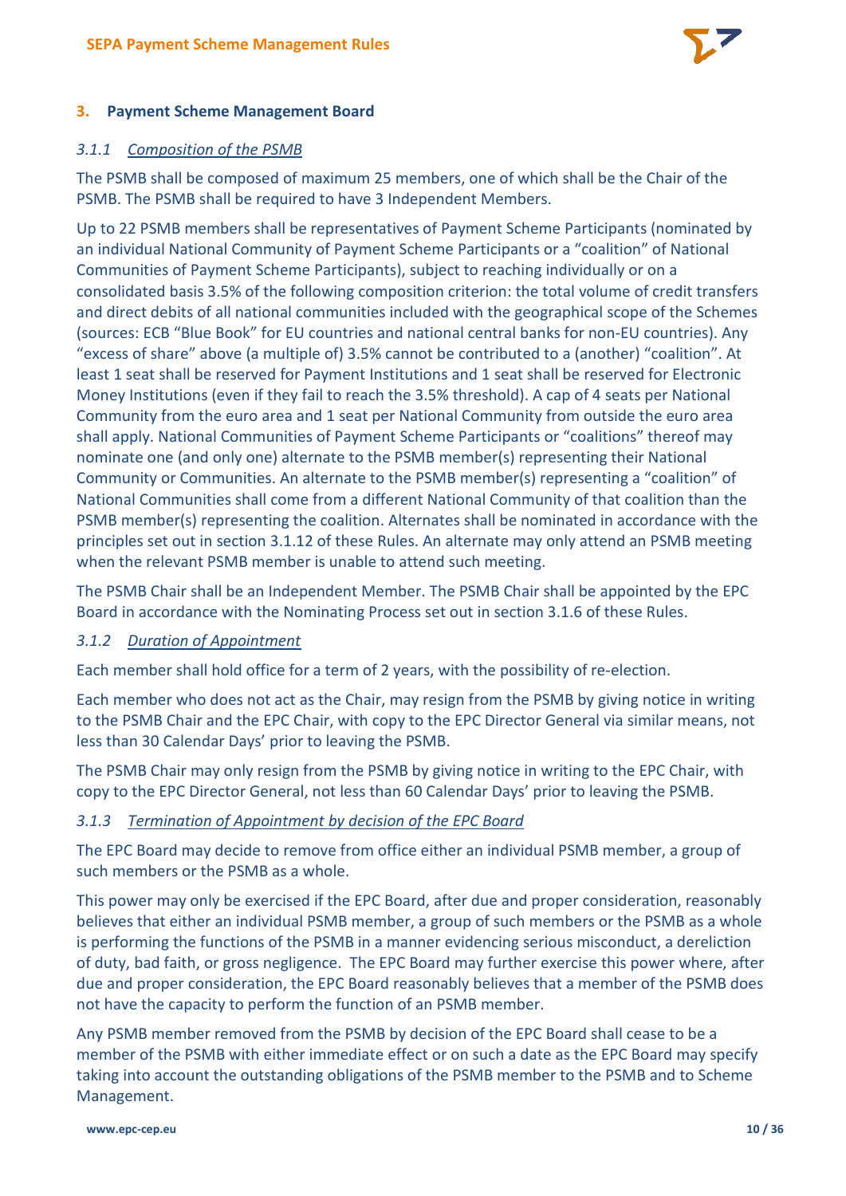## 3. Payment Scheme Management Board

### 3.1.1 *Composition of the PSMB*

The PSMB shall be composed of maximum 25 members, one of which shall be the Chair of the PSMB. The PSMB shall be required to have 3 Independent Members.

Up to 22 PSMB members shall be representatives of Payment Scheme Participants (nominated by an individual National Community of Payment Scheme Participants or a "coalition" of National Communities of Payment Scheme Participants), subject to reaching individually or on a consolidated basis 3.5% of the following composition criterion: the total volume of credit transfers and direct debits of all national communities included with the geographical scope of the Schemes (sources: ECB "Blue Book" for EU countries and national central banks for non-EU countries). Any "excess of share" above (a multiple of) 3.5% cannot be contributed to a (another) "coalition". At least 1 seat shall be reserved for Payment Institutions and 1 seat shall be reserved for Electronic Money Institutions (even if they fail to reach the 3.5% threshold). A cap of 4 seats per National Community from the euro area and 1 seat per National Community from outside the euro area shall apply. National Communities of Payment Scheme Participants or "coalitions" thereof may nominate one (and only one) alternate to the PSMB member(s) representing their National Community or Communities. An alternate to the PSMB member(s) representing a "coalition" of National Communities shall come from a different National Community of that coalition than the PSMB member(s) representing the coalition. Alternates shall be nominated in accordance with the principles set out in section 3.1.12 of these Rules. An alternate may only attend an PSMB meeting when the relevant PSMB member is unable to attend such meeting.

The PSMB Chair shall be an Independent Member. The PSMB Chair shall be appointed by the EPC Board in accordance with the Nominating Process set out in section 3.1.6 of these Rules.

### 3.1.2 *Duration of Appointment*

Each member shall hold office for a term of 2 years, with the possibility of re-election.

Each member who does not act as the Chair, may resign from the PSMB by giving notice in writing to the PSMB Chair and the EPC Chair, with copy to the EPC Director General via similar means, not less than 30 Calendar Days' prior to leaving the PSMB.

The PSMB Chair may only resign from the PSMB by giving notice in writing to the EPC Chair, with copy to the EPC Director General, not less than 60 Calendar Days' prior to leaving the PSMB.

### 3.1.3 *Termination of Appointment by decision of the EPC Board*

The EPC Board may decide to remove from office either an individual PSMB member, a group of such members or the PSMB as a whole.

This power may only be exercised if the EPC Board, after due and proper consideration, reasonably believes that either an individual PSMB member, a group of such members or the PSMB as a whole is performing the functions of the PSMB in a manner evidencing serious misconduct, a dereliction of duty, bad faith, or gross negligence. The EPC Board may further exercise this power where, after due and proper consideration, the EPC Board reasonably believes that a member of the PSMB does not have the capacity to perform the function of an PSMB member.

Any PSMB member removed from the PSMB by decision of the EPC Board shall cease to be a member of the PSMB with either immediate effect or on such a date as the EPC Board may specify taking into account the outstanding obligations of the PSMB member to the PSMB and to Scheme Management.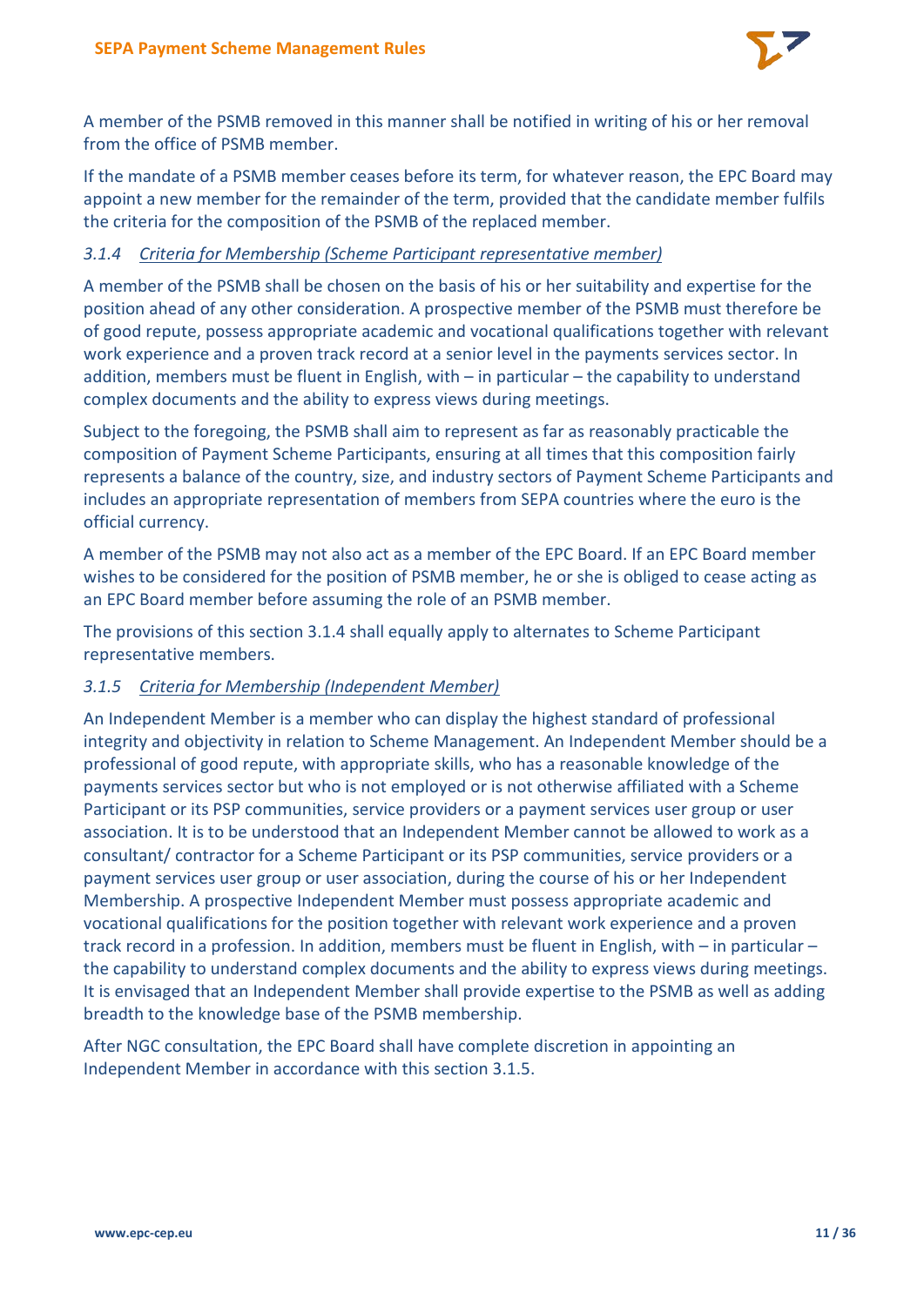A member of the PSMB removed in this manner shall be notified in writing of his or her removal from the office of PSMB member.

If the mandate of a PSMB member ceases before its term, for whatever reason, the EPC Board may appoint a new member for the remainder of the term, provided that the candidate member fulfils the criteria for the composition of the PSMB of the replaced member.

### 3.1.4 *Criteria for Membership (Scheme Participant representative member)*

A member of the PSMB shall be chosen on the basis of his or her suitability and expertise for the position ahead of any other consideration. A prospective member of the PSMB must therefore be of good repute, possess appropriate academic and vocational qualifications together with relevant work experience and a proven track record at a senior level in the payments services sector. In addition, members must be fluent in English, with – in particular – the capability to understand complex documents and the ability to express views during meetings.

Subject to the foregoing, the PSMB shall aim to represent as far as reasonably practicable the composition of Payment Scheme Participants, ensuring at all times that this composition fairly represents a balance of the country, size, and industry sectors of Payment Scheme Participants and includes an appropriate representation of members from SEPA countries where the euro is the official currency.

A member of the PSMB may not also act as a member of the EPC Board. If an EPC Board member wishes to be considered for the position of PSMB member, he or she is obliged to cease acting as an EPC Board member before assuming the role of an PSMB member.

The provisions of this section 3.1.4 shall equally apply to alternates to Scheme Participant representative members.

### 3.1.5 *Criteria for Membership (Independent Member)*

An Independent Member is a member who can display the highest standard of professional integrity and objectivity in relation to Scheme Management. An Independent Member should be a professional of good repute, with appropriate skills, who has a reasonable knowledge of the payments services sector but who is not employed or is not otherwise affiliated with a Scheme Participant or its PSP communities, service providers or a payment services user group or user association. It is to be understood that an Independent Member cannot be allowed to work as a consultant/ contractor for a Scheme Participant or its PSP communities, service providers or a payment services user group or user association, during the course of his or her Independent Membership. A prospective Independent Member must possess appropriate academic and vocational qualifications for the position together with relevant work experience and a proven track record in a profession. In addition, members must be fluent in English, with – in particular – the capability to understand complex documents and the ability to express views during meetings. It is envisaged that an Independent Member shall provide expertise to the PSMB as well as adding breadth to the knowledge base of the PSMB membership.

After NGC consultation, the EPC Board shall have complete discretion in appointing an Independent Member in accordance with this section 3.1.5.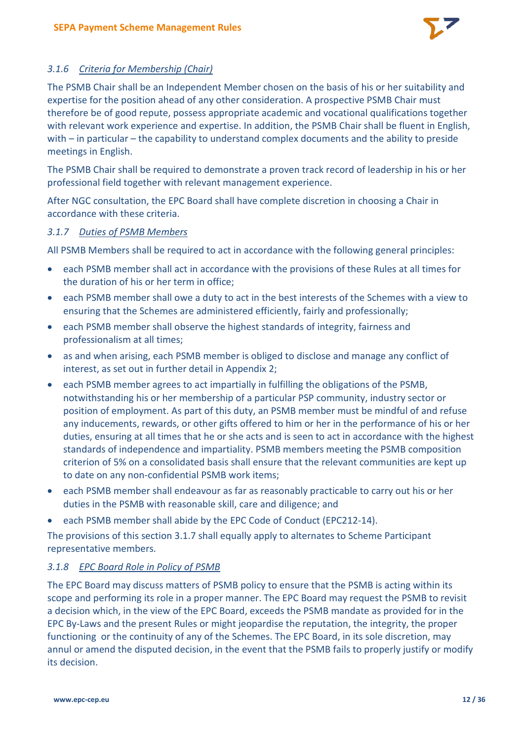### *3.1.6 Criteria for Membership (Chair)*

The PSMB Chair shall be an Independent Member chosen on the basis of his or her suitability and expertise for the position ahead of any other consideration. A prospective PSMB Chair must therefore be of good repute, possess appropriate academic and vocational qualifications together with relevant work experience and expertise. In addition, the PSMB Chair shall be fluent in English, with – in particular – the capability to understand complex documents and the ability to preside meetings in English.

The PSMB Chair shall be required to demonstrate a proven track record of leadership in his or her professional field together with relevant management experience.

After NGC consultation, the EPC Board shall have complete discretion in choosing a Chair in accordance with these criteria.

### *3.1.7 Duties of PSMB Members*

All PSMB Members shall be required to act in accordance with the following general principles:

- each PSMB member shall act in accordance with the provisions of these Rules at all times for the duration of his or her term in office;
- each PSMB member shall owe a duty to act in the best interests of the Schemes with a view to ensuring that the Schemes are administered efficiently, fairly and professionally;
- each PSMB member shall observe the highest standards of integrity, fairness and professionalism at all times;
- as and when arising, each PSMB member is obliged to disclose and manage any conflict of interest, as set out in further detail in Appendix 2;
- each PSMB member agrees to act impartially in fulfilling the obligations of the PSMB, notwithstanding his or her membership of a particular PSP community, industry sector or position of employment. As part of this duty, an PSMB member must be mindful of and refuse any inducements, rewards, or other gifts offered to him or her in the performance of his or her duties, ensuring at all times that he or she acts and is seen to act in accordance with the highest standards of independence and impartiality. PSMB members meeting the PSMB composition criterion of 5% on a consolidated basis shall ensure that the relevant communities are kept up to date on any non-confidential PSMB work items;
- each PSMB member shall endeavour as far as reasonably practicable to carry out his or her duties in the PSMB with reasonable skill, care and diligence; and
- each PSMB member shall abide by the EPC Code of Conduct (EPC212-14).

The provisions of this section 3.1.7 shall equally apply to alternates to Scheme Participant representative members.

### *3.1.8 EPC Board Role in Policy of PSMB*

The EPC Board may discuss matters of PSMB policy to ensure that the PSMB is acting within its scope and performing its role in a proper manner. The EPC Board may request the PSMB to revisit a decision which, in the view of the EPC Board, exceeds the PSMB mandate as provided for in the EPC By-Laws and the present Rules or might jeopardise the reputation, the integrity, the proper functioning or the continuity of any of the Schemes. The EPC Board, in its sole discretion, may annul or amend the disputed decision, in the event that the PSMB fails to properly justify or modify its decision.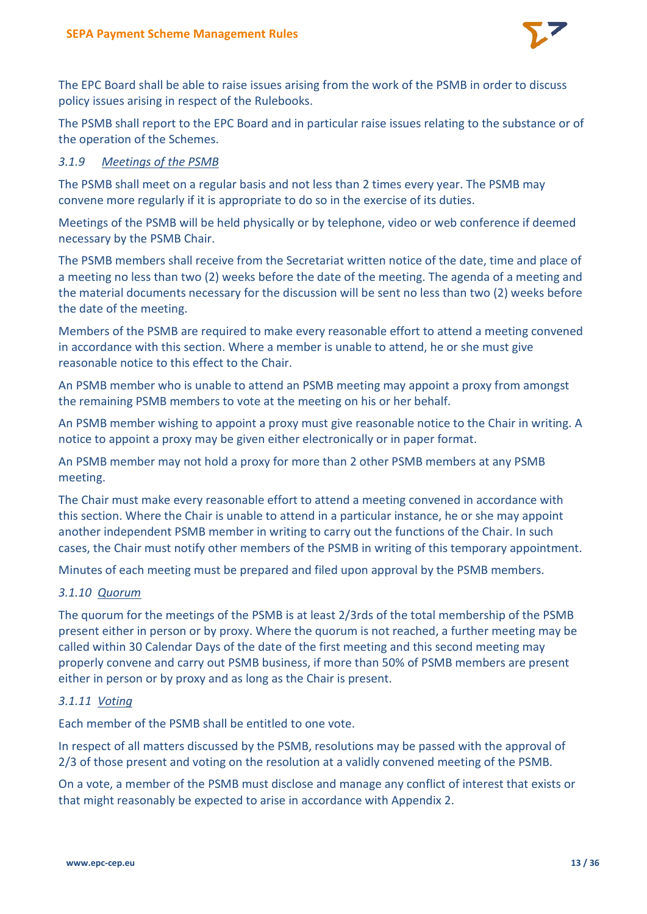The EPC Board shall be able to raise issues arising from the work of the PSMB in order to discuss policy issues arising in respect of the Rulebooks.

The PSMB shall report to the EPC Board and in particular raise issues relating to the substance or of the operation of the Schemes.

### *3.1.9 Meetings of the PSMB*

The PSMB shall meet on a regular basis and not less than 2 times every year. The PSMB may convene more regularly if it is appropriate to do so in the exercise of its duties.

Meetings of the PSMB will be held physically or by telephone, video or web conference if deemed necessary by the PSMB Chair.

The PSMB members shall receive from the Secretariat written notice of the date, time and place of a meeting no less than two (2) weeks before the date of the meeting. The agenda of a meeting and the material documents necessary for the discussion will be sent no less than two (2) weeks before the date of the meeting.

Members of the PSMB are required to make every reasonable effort to attend a meeting convened in accordance with this section. Where a member is unable to attend, he or she must give reasonable notice to this effect to the Chair.

An PSMB member who is unable to attend an PSMB meeting may appoint a proxy from amongst the remaining PSMB members to vote at the meeting on his or her behalf.

An PSMB member wishing to appoint a proxy must give reasonable notice to the Chair in writing. A notice to appoint a proxy may be given either electronically or in paper format.

An PSMB member may not hold a proxy for more than 2 other PSMB members at any PSMB meeting.

The Chair must make every reasonable effort to attend a meeting convened in accordance with this section. Where the Chair is unable to attend in a particular instance, he or she may appoint another independent PSMB member in writing to carry out the functions of the Chair. In such cases, the Chair must notify other members of the PSMB in writing of this temporary appointment.

Minutes of each meeting must be prepared and filed upon approval by the PSMB members.

### *3.1.10 Quorum*

The quorum for the meetings of the PSMB is at least 2/3rds of the total membership of the PSMB present either in person or by proxy. Where the quorum is not reached, a further meeting may be called within 30 Calendar Days of the date of the first meeting and this second meeting may properly convene and carry out PSMB business, if more than 50% of PSMB members are present either in person or by proxy and as long as the Chair is present.

### *3.1.11 Voting*

Each member of the PSMB shall be entitled to one vote.

In respect of all matters discussed by the PSMB, resolutions may be passed with the approval of 2/3 of those present and voting on the resolution at a validly convened meeting of the PSMB.

On a vote, a member of the PSMB must disclose and manage any conflict of interest that exists or that might reasonably be expected to arise in accordance with Appendix 2.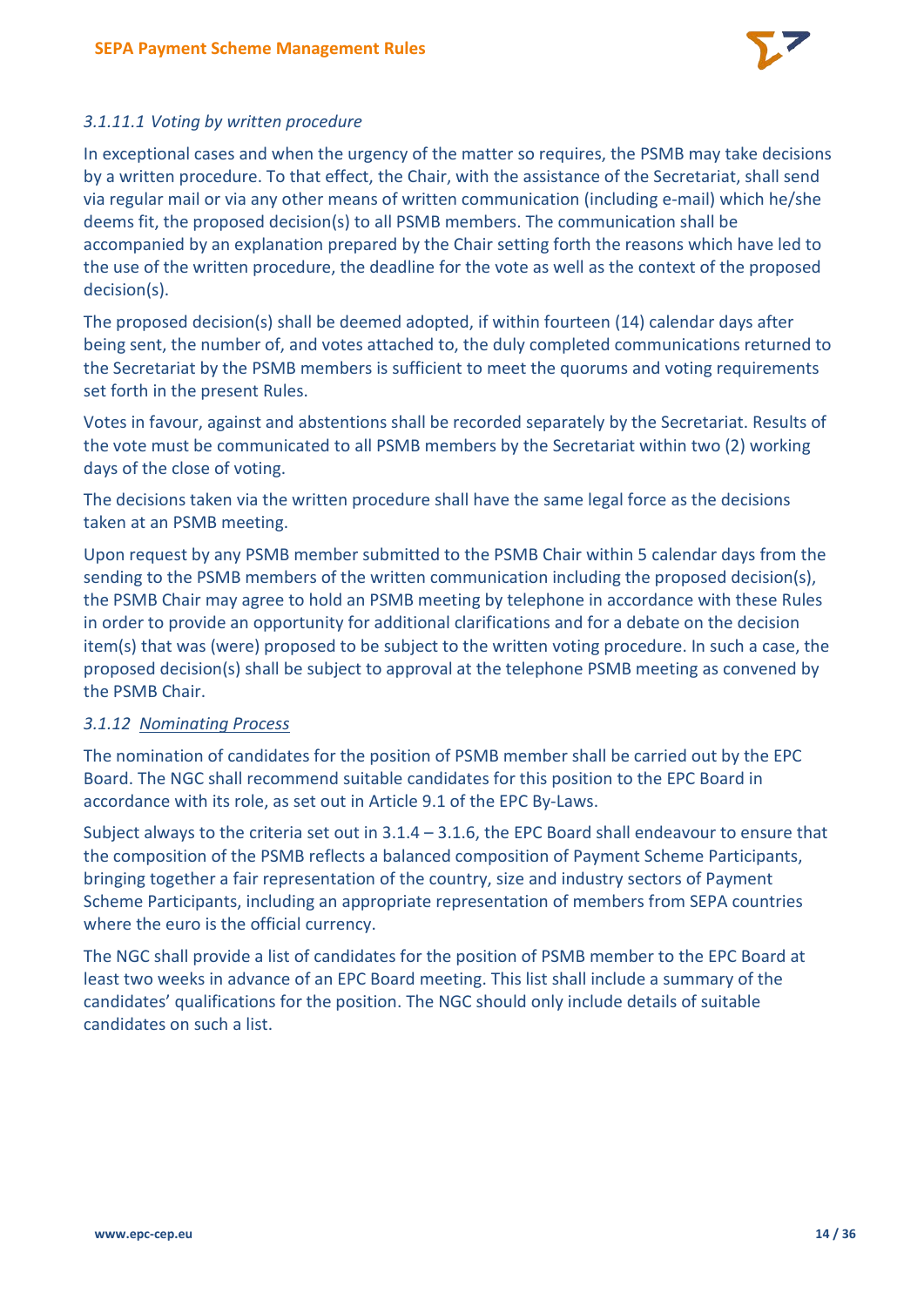#### *3.1.11.1 Voting by written procedure*

In exceptional cases and when the urgency of the matter so requires, the PSMB may take decisions by a written procedure. To that effect, the Chair, with the assistance of the Secretariat, shall send via regular mail or via any other means of written communication (including e-mail) which he/she deems fit, the proposed decision(s) to all PSMB members. The communication shall be accompanied by an explanation prepared by the Chair setting forth the reasons which have led to the use of the written procedure, the deadline for the vote as well as the context of the proposed decision(s).

The proposed decision(s) shall be deemed adopted, if within fourteen (14) calendar days after being sent, the number of, and votes attached to, the duly completed communications returned to the Secretariat by the PSMB members is sufficient to meet the quorums and voting requirements set forth in the present Rules.

Votes in favour, against and abstentions shall be recorded separately by the Secretariat. Results of the vote must be communicated to all PSMB members by the Secretariat within two (2) working days of the close of voting.

The decisions taken via the written procedure shall have the same legal force as the decisions taken at an PSMB meeting.

Upon request by any PSMB member submitted to the PSMB Chair within 5 calendar days from the sending to the PSMB members of the written communication including the proposed decision(s), the PSMB Chair may agree to hold an PSMB meeting by telephone in accordance with these Rules in order to provide an opportunity for additional clarifications and for a debate on the decision item(s) that was (were) proposed to be subject to the written voting procedure. In such a case, the proposed decision(s) shall be subject to approval at the telephone PSMB meeting as convened by the PSMB Chair.

### *3.1.12 Nominating Process*

The nomination of candidates for the position of PSMB member shall be carried out by the EPC Board. The NGC shall recommend suitable candidates for this position to the EPC Board in accordance with its role, as set out in Article 9.1 of the EPC By-Laws.

Subject always to the criteria set out in 3.1.4 – 3.1.6, the EPC Board shall endeavour to ensure that the composition of the PSMB reflects a balanced composition of Payment Scheme Participants, bringing together a fair representation of the country, size and industry sectors of Payment Scheme Participants, including an appropriate representation of members from SEPA countries where the euro is the official currency.

The NGC shall provide a list of candidates for the position of PSMB member to the EPC Board at least two weeks in advance of an EPC Board meeting. This list shall include a summary of the candidates' qualifications for the position. The NGC should only include details of suitable candidates on such a list.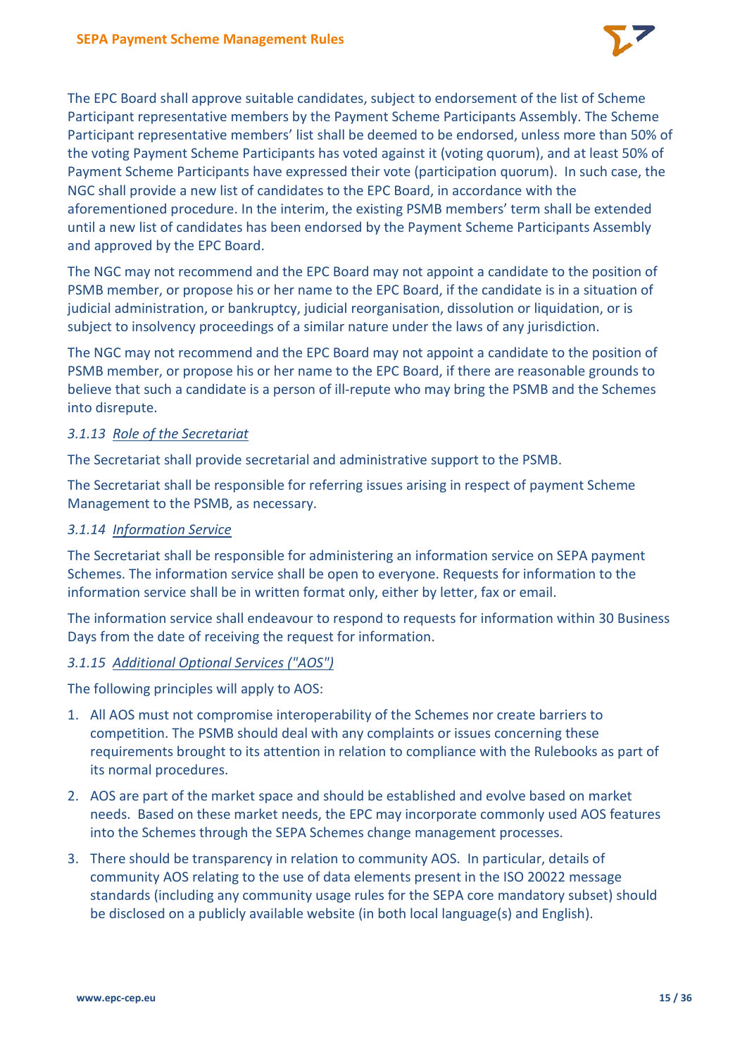The EPC Board shall approve suitable candidates, subject to endorsement of the list of Scheme Participant representative members by the Payment Scheme Participants Assembly. The Scheme Participant representative members' list shall be deemed to be endorsed, unless more than 50% of the voting Payment Scheme Participants has voted against it (voting quorum), and at least 50% of Payment Scheme Participants have expressed their vote (participation quorum). In such case, the NGC shall provide a new list of candidates to the EPC Board, in accordance with the aforementioned procedure. In the interim, the existing PSMB members' term shall be extended until a new list of candidates has been endorsed by the Payment Scheme Participants Assembly and approved by the EPC Board.

The NGC may not recommend and the EPC Board may not appoint a candidate to the position of PSMB member, or propose his or her name to the EPC Board, if the candidate is in a situation of judicial administration, or bankruptcy, judicial reorganisation, dissolution or liquidation, or is subject to insolvency proceedings of a similar nature under the laws of any jurisdiction.

The NGC may not recommend and the EPC Board may not appoint a candidate to the position of PSMB member, or propose his or her name to the EPC Board, if there are reasonable grounds to believe that such a candidate is a person of ill-repute who may bring the PSMB and the Schemes into disrepute.

#### 3.1.13 Role of the Secretariat

The Secretariat shall provide secretarial and administrative support to the PSMB.

The Secretariat shall be responsible for referring issues arising in respect of payment Scheme Management to the PSMB, as necessary.

#### 3.1.14 Information Service

The Secretariat shall be responsible for administering an information service on SEPA payment Schemes. The information service shall be open to everyone. Requests for information to the information service shall be in written format only, either by letter, fax or email.

The information service shall endeavour to respond to requests for information within 30 Business Days from the date of receiving the request for information.

#### 3.1.15 Additional Optional Services ("AOS")

The following principles will apply to AOS:

1. All AOS must not compromise interoperability of the Schemes nor create barriers to competition. The PSMB should deal with any complaints or issues concerning these requirements brought to its attention in relation to compliance with the Rulebooks as part of its normal procedures.
2. AOS are part of the market space and should be established and evolve based on market needs. Based on these market needs, the EPC may incorporate commonly used AOS features into the Schemes through the SEPA Schemes change management processes.
3. There should be transparency in relation to community AOS. In particular, details of community AOS relating to the use of data elements present in the ISO 20022 message standards (including any community usage rules for the SEPA core mandatory subset) should be disclosed on a publicly available website (in both local language(s) and English).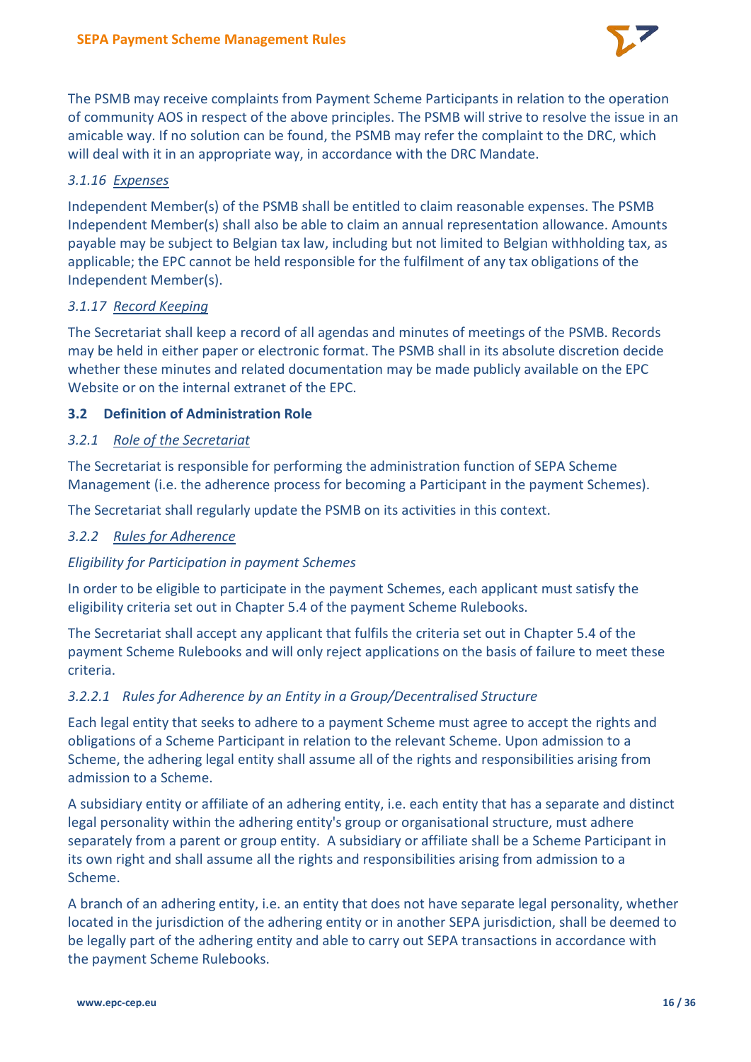The PSMB may receive complaints from Payment Scheme Participants in relation to the operation of community AOS in respect of the above principles. The PSMB will strive to resolve the issue in an amicable way. If no solution can be found, the PSMB may refer the complaint to the DRC, which will deal with it in an appropriate way, in accordance with the DRC Mandate.

#### *3.1.16 Expenses*

Independent Member(s) of the PSMB shall be entitled to claim reasonable expenses. The PSMB Independent Member(s) shall also be able to claim an annual representation allowance. Amounts payable may be subject to Belgian tax law, including but not limited to Belgian withholding tax, as applicable; the EPC cannot be held responsible for the fulfilment of any tax obligations of the Independent Member(s).

#### *3.1.17 Record Keeping*

The Secretariat shall keep a record of all agendas and minutes of meetings of the PSMB. Records may be held in either paper or electronic format. The PSMB shall in its absolute discretion decide whether these minutes and related documentation may be made publicly available on the EPC Website or on the internal extranet of the EPC.

### 3.2 Definition of Administration Role

#### *3.2.1 Role of the Secretariat*

The Secretariat is responsible for performing the administration function of SEPA Scheme Management (i.e. the adherence process for becoming a Participant in the payment Schemes).

The Secretariat shall regularly update the PSMB on its activities in this context.

#### *3.2.2 Rules for Adherence*

*Eligibility for Participation in payment Schemes*

In order to be eligible to participate in the payment Schemes, each applicant must satisfy the eligibility criteria set out in Chapter 5.4 of the payment Scheme Rulebooks.

The Secretariat shall accept any applicant that fulfils the criteria set out in Chapter 5.4 of the payment Scheme Rulebooks and will only reject applications on the basis of failure to meet these criteria.

##### *3.2.2.1 Rules for Adherence by an Entity in a Group/Decentralised Structure*

Each legal entity that seeks to adhere to a payment Scheme must agree to accept the rights and obligations of a Scheme Participant in relation to the relevant Scheme. Upon admission to a Scheme, the adhering legal entity shall assume all of the rights and responsibilities arising from admission to a Scheme.

A subsidiary entity or affiliate of an adhering entity, i.e. each entity that has a separate and distinct legal personality within the adhering entity's group or organisational structure, must adhere separately from a parent or group entity. A subsidiary or affiliate shall be a Scheme Participant in its own right and shall assume all the rights and responsibilities arising from admission to a Scheme.

A branch of an adhering entity, i.e. an entity that does not have separate legal personality, whether located in the jurisdiction of the adhering entity or in another SEPA jurisdiction, shall be deemed to be legally part of the adhering entity and able to carry out SEPA transactions in accordance with the payment Scheme Rulebooks.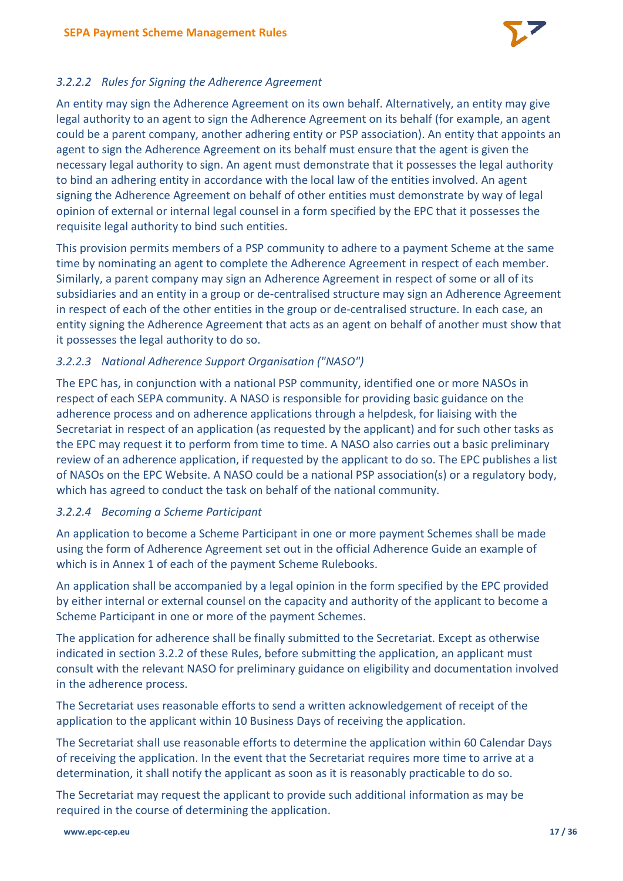#### *3.2.2.2 Rules for Signing the Adherence Agreement*

An entity may sign the Adherence Agreement on its own behalf. Alternatively, an entity may give legal authority to an agent to sign the Adherence Agreement on its behalf (for example, an agent could be a parent company, another adhering entity or PSP association). An entity that appoints an agent to sign the Adherence Agreement on its behalf must ensure that the agent is given the necessary legal authority to sign. An agent must demonstrate that it possesses the legal authority to bind an adhering entity in accordance with the local law of the entities involved. An agent signing the Adherence Agreement on behalf of other entities must demonstrate by way of legal opinion of external or internal legal counsel in a form specified by the EPC that it possesses the requisite legal authority to bind such entities.

This provision permits members of a PSP community to adhere to a payment Scheme at the same time by nominating an agent to complete the Adherence Agreement in respect of each member. Similarly, a parent company may sign an Adherence Agreement in respect of some or all of its subsidiaries and an entity in a group or de-centralised structure may sign an Adherence Agreement in respect of each of the other entities in the group or de-centralised structure. In each case, an entity signing the Adherence Agreement that acts as an agent on behalf of another must show that it possesses the legal authority to do so.

#### *3.2.2.3 National Adherence Support Organisation ("NASO")*

The EPC has, in conjunction with a national PSP community, identified one or more NASOs in respect of each SEPA community. A NASO is responsible for providing basic guidance on the adherence process and on adherence applications through a helpdesk, for liaising with the Secretariat in respect of an application (as requested by the applicant) and for such other tasks as the EPC may request it to perform from time to time. A NASO also carries out a basic preliminary review of an adherence application, if requested by the applicant to do so. The EPC publishes a list of NASOs on the EPC Website. A NASO could be a national PSP association(s) or a regulatory body, which has agreed to conduct the task on behalf of the national community.

#### *3.2.2.4 Becoming a Scheme Participant*

An application to become a Scheme Participant in one or more payment Schemes shall be made using the form of Adherence Agreement set out in the official Adherence Guide an example of which is in Annex 1 of each of the payment Scheme Rulebooks.

An application shall be accompanied by a legal opinion in the form specified by the EPC provided by either internal or external counsel on the capacity and authority of the applicant to become a Scheme Participant in one or more of the payment Schemes.

The application for adherence shall be finally submitted to the Secretariat. Except as otherwise indicated in section 3.2.2 of these Rules, before submitting the application, an applicant must consult with the relevant NASO for preliminary guidance on eligibility and documentation involved in the adherence process.

The Secretariat uses reasonable efforts to send a written acknowledgement of receipt of the application to the applicant within 10 Business Days of receiving the application.

The Secretariat shall use reasonable efforts to determine the application within 60 Calendar Days of receiving the application. In the event that the Secretariat requires more time to arrive at a determination, it shall notify the applicant as soon as it is reasonably practicable to do so.

The Secretariat may request the applicant to provide such additional information as may be required in the course of determining the application.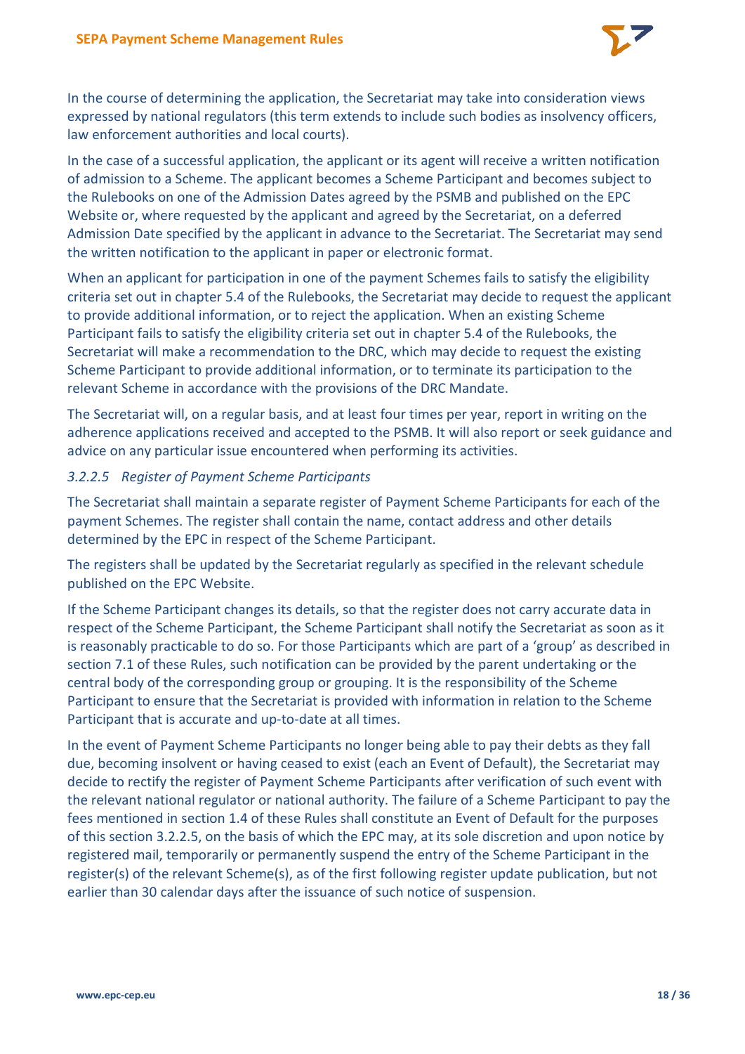In the course of determining the application, the Secretariat may take into consideration views expressed by national regulators (this term extends to include such bodies as insolvency officers, law enforcement authorities and local courts).

In the case of a successful application, the applicant or its agent will receive a written notification of admission to a Scheme. The applicant becomes a Scheme Participant and becomes subject to the Rulebooks on one of the Admission Dates agreed by the PSMB and published on the EPC Website or, where requested by the applicant and agreed by the Secretariat, on a deferred Admission Date specified by the applicant in advance to the Secretariat. The Secretariat may send the written notification to the applicant in paper or electronic format.

When an applicant for participation in one of the payment Schemes fails to satisfy the eligibility criteria set out in chapter 5.4 of the Rulebooks, the Secretariat may decide to request the applicant to provide additional information, or to reject the application. When an existing Scheme Participant fails to satisfy the eligibility criteria set out in chapter 5.4 of the Rulebooks, the Secretariat will make a recommendation to the DRC, which may decide to request the existing Scheme Participant to provide additional information, or to terminate its participation to the relevant Scheme in accordance with the provisions of the DRC Mandate.

The Secretariat will, on a regular basis, and at least four times per year, report in writing on the adherence applications received and accepted to the PSMB. It will also report or seek guidance and advice on any particular issue encountered when performing its activities.

#### *3.2.2.5 Register of Payment Scheme Participants*

The Secretariat shall maintain a separate register of Payment Scheme Participants for each of the payment Schemes. The register shall contain the name, contact address and other details determined by the EPC in respect of the Scheme Participant.

The registers shall be updated by the Secretariat regularly as specified in the relevant schedule published on the EPC Website.

If the Scheme Participant changes its details, so that the register does not carry accurate data in respect of the Scheme Participant, the Scheme Participant shall notify the Secretariat as soon as it is reasonably practicable to do so. For those Participants which are part of a 'group' as described in section 7.1 of these Rules, such notification can be provided by the parent undertaking or the central body of the corresponding group or grouping. It is the responsibility of the Scheme Participant to ensure that the Secretariat is provided with information in relation to the Scheme Participant that is accurate and up-to-date at all times.

In the event of Payment Scheme Participants no longer being able to pay their debts as they fall due, becoming insolvent or having ceased to exist (each an Event of Default), the Secretariat may decide to rectify the register of Payment Scheme Participants after verification of such event with the relevant national regulator or national authority. The failure of a Scheme Participant to pay the fees mentioned in section 1.4 of these Rules shall constitute an Event of Default for the purposes of this section 3.2.2.5, on the basis of which the EPC may, at its sole discretion and upon notice by registered mail, temporarily or permanently suspend the entry of the Scheme Participant in the register(s) of the relevant Scheme(s), as of the first following register update publication, but not earlier than 30 calendar days after the issuance of such notice of suspension.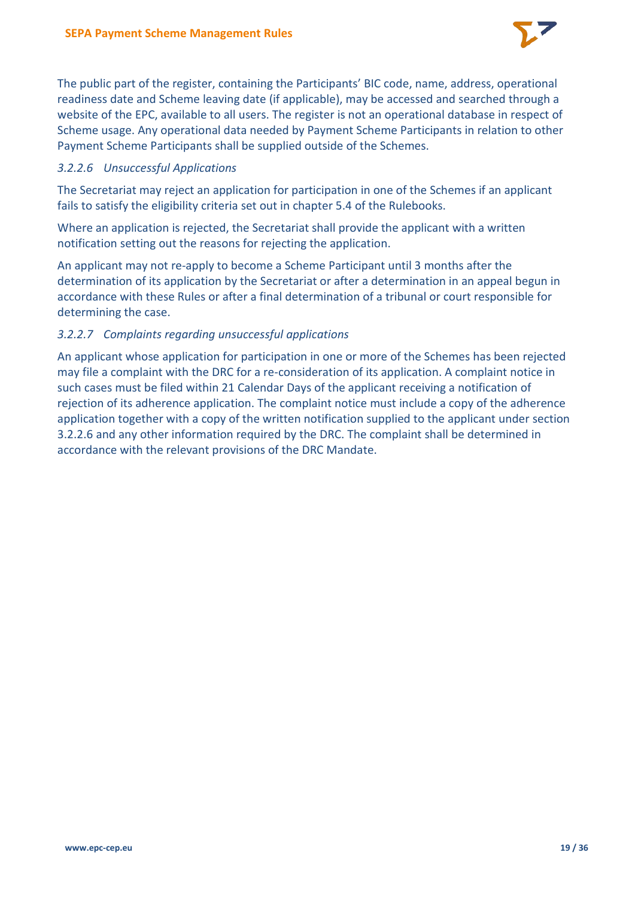The public part of the register, containing the Participants' BIC code, name, address, operational readiness date and Scheme leaving date (if applicable), may be accessed and searched through a website of the EPC, available to all users. The register is not an operational database in respect of Scheme usage. Any operational data needed by Payment Scheme Participants in relation to other Payment Scheme Participants shall be supplied outside of the Schemes.

#### *3.2.2.6 Unsuccessful Applications*

The Secretariat may reject an application for participation in one of the Schemes if an applicant fails to satisfy the eligibility criteria set out in chapter 5.4 of the Rulebooks.

Where an application is rejected, the Secretariat shall provide the applicant with a written notification setting out the reasons for rejecting the application.

An applicant may not re-apply to become a Scheme Participant until 3 months after the determination of its application by the Secretariat or after a determination in an appeal begun in accordance with these Rules or after a final determination of a tribunal or court responsible for determining the case.

#### *3.2.2.7 Complaints regarding unsuccessful applications*

An applicant whose application for participation in one or more of the Schemes has been rejected may file a complaint with the DRC for a re-consideration of its application. A complaint notice in such cases must be filed within 21 Calendar Days of the applicant receiving a notification of rejection of its adherence application. The complaint notice must include a copy of the adherence application together with a copy of the written notification supplied to the applicant under section 3.2.2.6 and any other information required by the DRC. The complaint shall be determined in accordance with the relevant provisions of the DRC Mandate.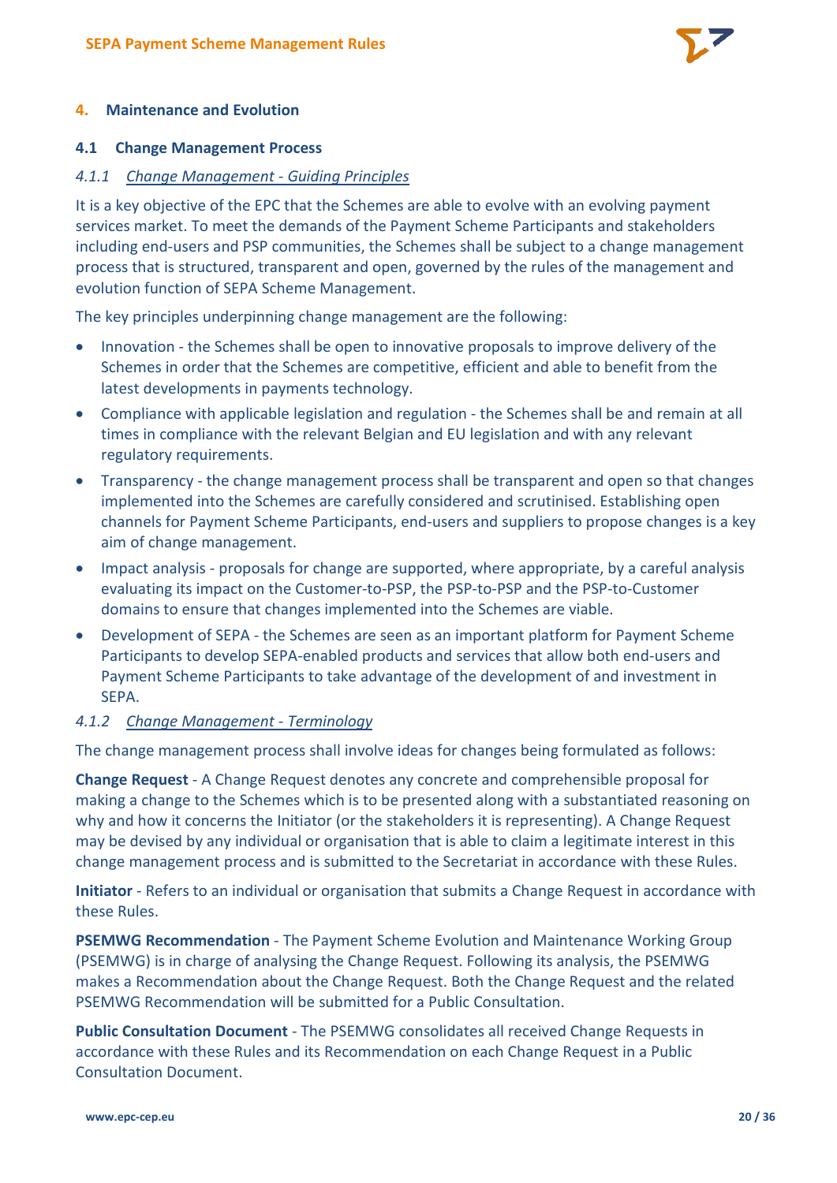## 4. Maintenance and Evolution

### 4.1 Change Management Process

#### *4.1.1 Change Management - Guiding Principles*

It is a key objective of the EPC that the Schemes are able to evolve with an evolving payment services market. To meet the demands of the Payment Scheme Participants and stakeholders including end-users and PSP communities, the Schemes shall be subject to a change management process that is structured, transparent and open, governed by the rules of the management and evolution function of SEPA Scheme Management.

The key principles underpinning change management are the following:

- Innovation - the Schemes shall be open to innovative proposals to improve delivery of the Schemes in order that the Schemes are competitive, efficient and able to benefit from the latest developments in payments technology.
- Compliance with applicable legislation and regulation - the Schemes shall be and remain at all times in compliance with the relevant Belgian and EU legislation and with any relevant regulatory requirements.
- Transparency - the change management process shall be transparent and open so that changes implemented into the Schemes are carefully considered and scrutinised. Establishing open channels for Payment Scheme Participants, end-users and suppliers to propose changes is a key aim of change management.
- Impact analysis - proposals for change are supported, where appropriate, by a careful analysis evaluating its impact on the Customer-to-PSP, the PSP-to-PSP and the PSP-to-Customer domains to ensure that changes implemented into the Schemes are viable.
- Development of SEPA - the Schemes are seen as an important platform for Payment Scheme Participants to develop SEPA-enabled products and services that allow both end-users and Payment Scheme Participants to take advantage of the development of and investment in SEPA.

#### *4.1.2 Change Management - Terminology*

The change management process shall involve ideas for changes being formulated as follows:

**Change Request** - A Change Request denotes any concrete and comprehensible proposal for making a change to the Schemes which is to be presented along with a substantiated reasoning on why and how it concerns the Initiator (or the stakeholders it is representing). A Change Request may be devised by any individual or organisation that is able to claim a legitimate interest in this change management process and is submitted to the Secretariat in accordance with these Rules.

**Initiator** - Refers to an individual or organisation that submits a Change Request in accordance with these Rules.

**PSEMWG Recommendation** - The Payment Scheme Evolution and Maintenance Working Group (PSEMWG) is in charge of analysing the Change Request. Following its analysis, the PSEMWG makes a Recommendation about the Change Request. Both the Change Request and the related PSEMWG Recommendation will be submitted for a Public Consultation.

**Public Consultation Document** - The PSEMWG consolidates all received Change Requests in accordance with these Rules and its Recommendation on each Change Request in a Public Consultation Document.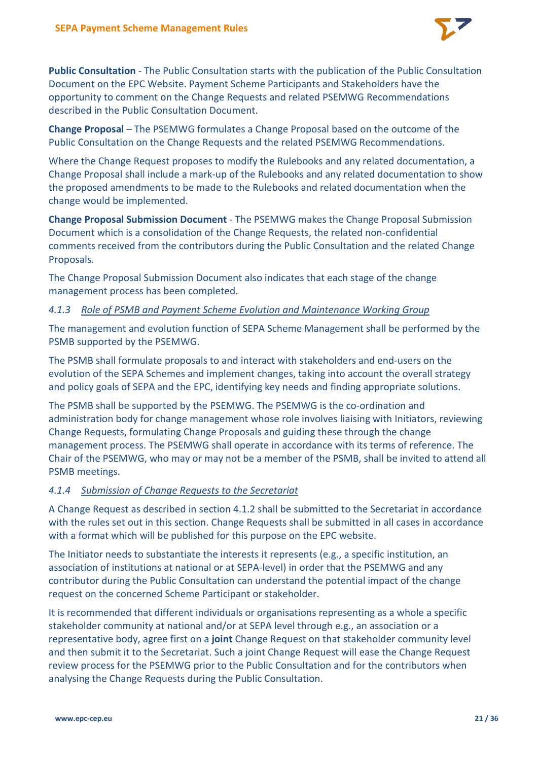**Public Consultation** - The Public Consultation starts with the publication of the Public Consultation Document on the EPC Website. Payment Scheme Participants and Stakeholders have the opportunity to comment on the Change Requests and related PSEMWG Recommendations described in the Public Consultation Document.

**Change Proposal** – The PSEMWG formulates a Change Proposal based on the outcome of the Public Consultation on the Change Requests and the related PSEMWG Recommendations.

Where the Change Request proposes to modify the Rulebooks and any related documentation, a Change Proposal shall include a mark-up of the Rulebooks and any related documentation to show the proposed amendments to be made to the Rulebooks and related documentation when the change would be implemented.

**Change Proposal Submission Document** - The PSEMWG makes the Change Proposal Submission Document which is a consolidation of the Change Requests, the related non-confidential comments received from the contributors during the Public Consultation and the related Change Proposals.

The Change Proposal Submission Document also indicates that each stage of the change management process has been completed.

#### *4.1.3 Role of PSMB and Payment Scheme Evolution and Maintenance Working Group*

The management and evolution function of SEPA Scheme Management shall be performed by the PSMB supported by the PSEMWG.

The PSMB shall formulate proposals to and interact with stakeholders and end-users on the evolution of the SEPA Schemes and implement changes, taking into account the overall strategy and policy goals of SEPA and the EPC, identifying key needs and finding appropriate solutions.

The PSMB shall be supported by the PSEMWG. The PSEMWG is the co-ordination and administration body for change management whose role involves liaising with Initiators, reviewing Change Requests, formulating Change Proposals and guiding these through the change management process. The PSEMWG shall operate in accordance with its terms of reference. The Chair of the PSEMWG, who may or may not be a member of the PSMB, shall be invited to attend all PSMB meetings.

#### *4.1.4 Submission of Change Requests to the Secretariat*

A Change Request as described in section 4.1.2 shall be submitted to the Secretariat in accordance with the rules set out in this section. Change Requests shall be submitted in all cases in accordance with a format which will be published for this purpose on the EPC website.

The Initiator needs to substantiate the interests it represents (e.g., a specific institution, an association of institutions at national or at SEPA-level) in order that the PSEMWG and any contributor during the Public Consultation can understand the potential impact of the change request on the concerned Scheme Participant or stakeholder.

It is recommended that different individuals or organisations representing as a whole a specific stakeholder community at national and/or at SEPA level through e.g., an association or a representative body, agree first on a **joint** Change Request on that stakeholder community level and then submit it to the Secretariat. Such a joint Change Request will ease the Change Request review process for the PSEMWG prior to the Public Consultation and for the contributors when analysing the Change Requests during the Public Consultation.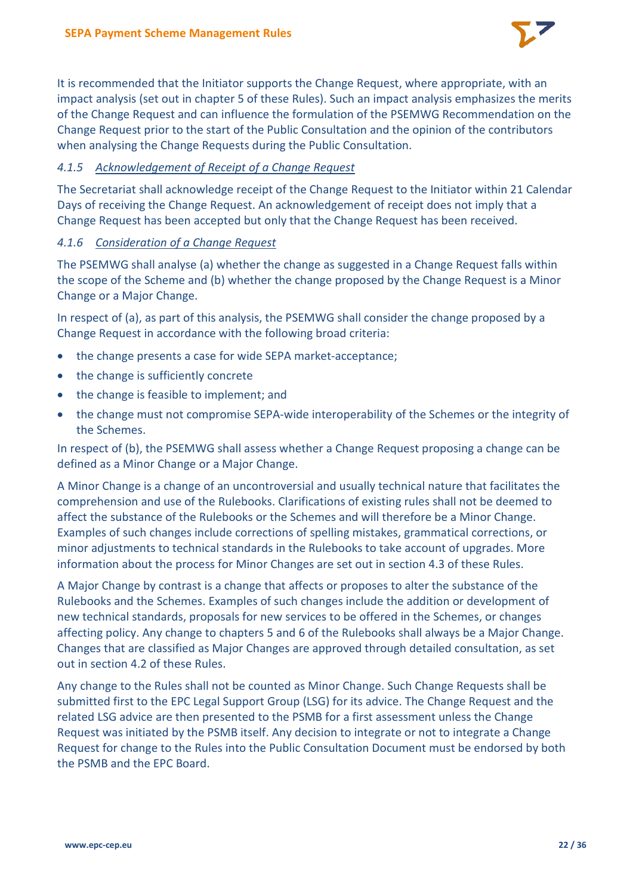It is recommended that the Initiator supports the Change Request, where appropriate, with an impact analysis (set out in chapter 5 of these Rules). Such an impact analysis emphasizes the merits of the Change Request and can influence the formulation of the PSEMWG Recommendation on the Change Request prior to the start of the Public Consultation and the opinion of the contributors when analysing the Change Requests during the Public Consultation.

#### 4.1.5 Acknowledgement of Receipt of a Change Request

The Secretariat shall acknowledge receipt of the Change Request to the Initiator within 21 Calendar Days of receiving the Change Request. An acknowledgement of receipt does not imply that a Change Request has been accepted but only that the Change Request has been received.

#### 4.1.6 Consideration of a Change Request

The PSEMWG shall analyse (a) whether the change as suggested in a Change Request falls within the scope of the Scheme and (b) whether the change proposed by the Change Request is a Minor Change or a Major Change.

In respect of (a), as part of this analysis, the PSEMWG shall consider the change proposed by a Change Request in accordance with the following broad criteria:

- the change presents a case for wide SEPA market-acceptance;
- the change is sufficiently concrete
- the change is feasible to implement; and
- the change must not compromise SEPA-wide interoperability of the Schemes or the integrity of the Schemes.

In respect of (b), the PSEMWG shall assess whether a Change Request proposing a change can be defined as a Minor Change or a Major Change.

A Minor Change is a change of an uncontroversial and usually technical nature that facilitates the comprehension and use of the Rulebooks. Clarifications of existing rules shall not be deemed to affect the substance of the Rulebooks or the Schemes and will therefore be a Minor Change. Examples of such changes include corrections of spelling mistakes, grammatical corrections, or minor adjustments to technical standards in the Rulebooks to take account of upgrades. More information about the process for Minor Changes are set out in section 4.3 of these Rules.

A Major Change by contrast is a change that affects or proposes to alter the substance of the Rulebooks and the Schemes. Examples of such changes include the addition or development of new technical standards, proposals for new services to be offered in the Schemes, or changes affecting policy. Any change to chapters 5 and 6 of the Rulebooks shall always be a Major Change. Changes that are classified as Major Changes are approved through detailed consultation, as set out in section 4.2 of these Rules.

Any change to the Rules shall not be counted as Minor Change. Such Change Requests shall be submitted first to the EPC Legal Support Group (LSG) for its advice. The Change Request and the related LSG advice are then presented to the PSMB for a first assessment unless the Change Request was initiated by the PSMB itself. Any decision to integrate or not to integrate a Change Request for change to the Rules into the Public Consultation Document must be endorsed by both the PSMB and the EPC Board.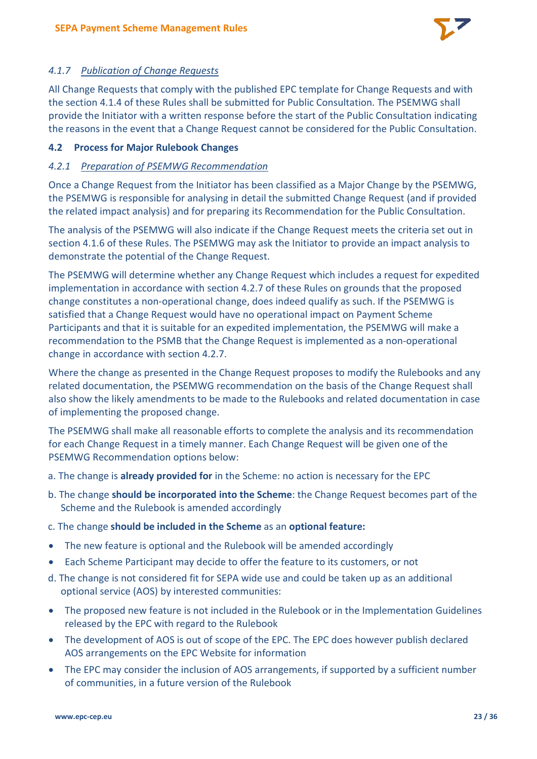#### 4.1.7 *Publication of Change Requests*

All Change Requests that comply with the published EPC template for Change Requests and with the section 4.1.4 of these Rules shall be submitted for Public Consultation. The PSEMWG shall provide the Initiator with a written response before the start of the Public Consultation indicating the reasons in the event that a Change Request cannot be considered for the Public Consultation.

### 4.2 Process for Major Rulebook Changes

#### 4.2.1 *Preparation of PSEMWG Recommendation*

Once a Change Request from the Initiator has been classified as a Major Change by the PSEMWG, the PSEMWG is responsible for analysing in detail the submitted Change Request (and if provided the related impact analysis) and for preparing its Recommendation for the Public Consultation.

The analysis of the PSEMWG will also indicate if the Change Request meets the criteria set out in section 4.1.6 of these Rules. The PSEMWG may ask the Initiator to provide an impact analysis to demonstrate the potential of the Change Request.

The PSEMWG will determine whether any Change Request which includes a request for expedited implementation in accordance with section 4.2.7 of these Rules on grounds that the proposed change constitutes a non-operational change, does indeed qualify as such. If the PSEMWG is satisfied that a Change Request would have no operational impact on Payment Scheme Participants and that it is suitable for an expedited implementation, the PSEMWG will make a recommendation to the PSMB that the Change Request is implemented as a non-operational change in accordance with section 4.2.7.

Where the change as presented in the Change Request proposes to modify the Rulebooks and any related documentation, the PSEMWG recommendation on the basis of the Change Request shall also show the likely amendments to be made to the Rulebooks and related documentation in case of implementing the proposed change.

The PSEMWG shall make all reasonable efforts to complete the analysis and its recommendation for each Change Request in a timely manner. Each Change Request will be given one of the PSEMWG Recommendation options below:

a. The change is **already provided for** in the Scheme: no action is necessary for the EPC

b. The change **should be incorporated into the Scheme**: the Change Request becomes part of the Scheme and the Rulebook is amended accordingly

c. The change **should be included in the Scheme** as an **optional feature:**

- The new feature is optional and the Rulebook will be amended accordingly
- Each Scheme Participant may decide to offer the feature to its customers, or not

d. The change is not considered fit for SEPA wide use and could be taken up as an additional optional service (AOS) by interested communities:

- The proposed new feature is not included in the Rulebook or in the Implementation Guidelines released by the EPC with regard to the Rulebook
- The development of AOS is out of scope of the EPC. The EPC does however publish declared AOS arrangements on the EPC Website for information
- The EPC may consider the inclusion of AOS arrangements, if supported by a sufficient number of communities, in a future version of the Rulebook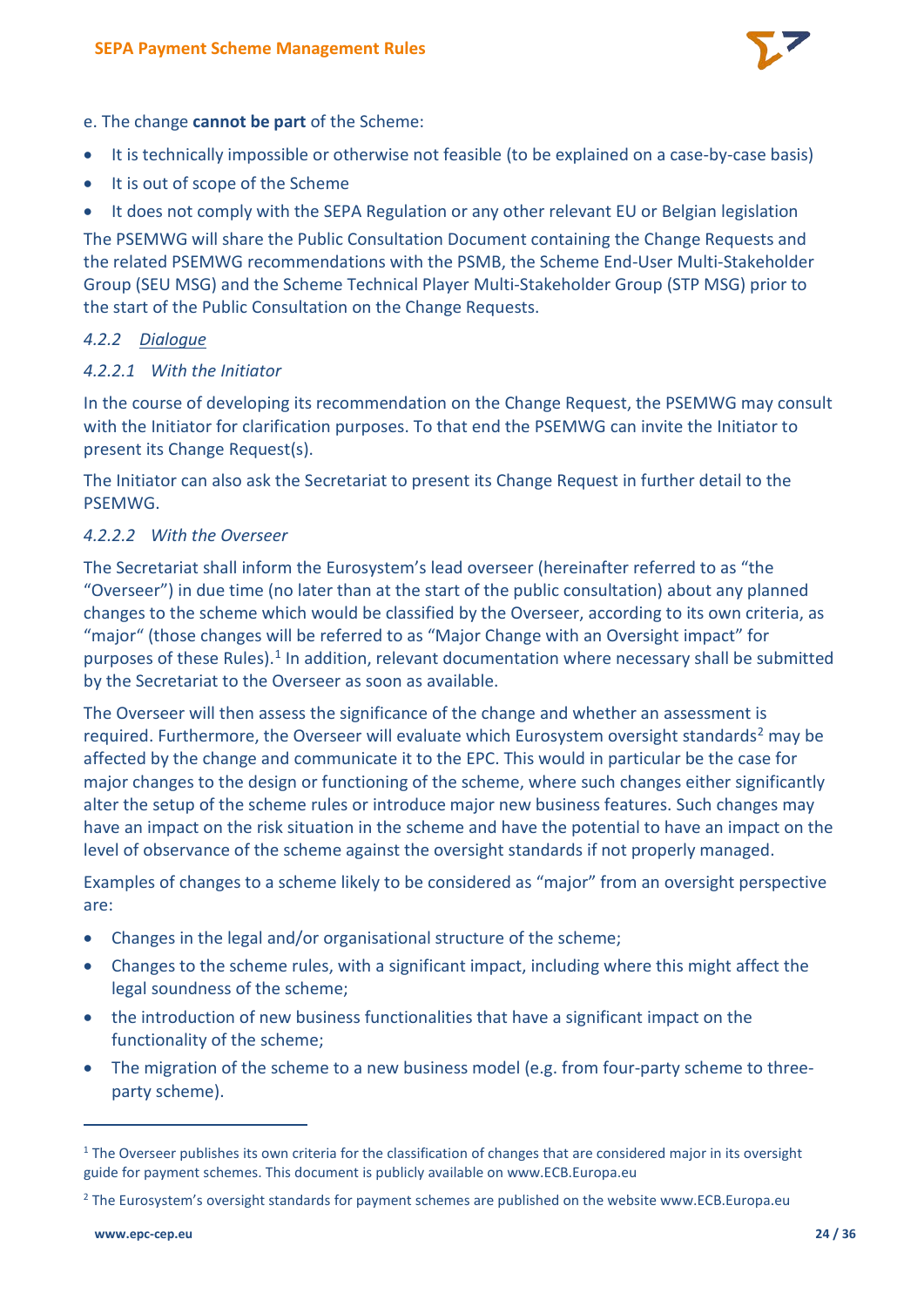e. The change **cannot be part** of the Scheme:

- It is technically impossible or otherwise not feasible (to be explained on a case-by-case basis)
- It is out of scope of the Scheme
- It does not comply with the SEPA Regulation or any other relevant EU or Belgian legislation

The PSEMWG will share the Public Consultation Document containing the Change Requests and the related PSEMWG recommendations with the PSMB, the Scheme End-User Multi-Stakeholder Group (SEU MSG) and the Scheme Technical Player Multi-Stakeholder Group (STP MSG) prior to the start of the Public Consultation on the Change Requests.

#### *4.2.2 Dialogue*

##### *4.2.2.1 With the Initiator*

In the course of developing its recommendation on the Change Request, the PSEMWG may consult with the Initiator for clarification purposes. To that end the PSEMWG can invite the Initiator to present its Change Request(s).

The Initiator can also ask the Secretariat to present its Change Request in further detail to the PSEMWG.

##### *4.2.2.2 With the Overseer*

The Secretariat shall inform the Eurosystem's lead overseer (hereinafter referred to as "the "Overseer") in due time (no later than at the start of the public consultation) about any planned changes to the scheme which would be classified by the Overseer, according to its own criteria, as "major" (those changes will be referred to as "Major Change with an Oversight impact" for purposes of these Rules).[1] In addition, relevant documentation where necessary shall be submitted by the Secretariat to the Overseer as soon as available.

The Overseer will then assess the significance of the change and whether an assessment is required. Furthermore, the Overseer will evaluate which Eurosystem oversight standards[2] may be affected by the change and communicate it to the EPC. This would in particular be the case for major changes to the design or functioning of the scheme, where such changes either significantly alter the setup of the scheme rules or introduce major new business features. Such changes may have an impact on the risk situation in the scheme and have the potential to have an impact on the level of observance of the scheme against the oversight standards if not properly managed.

Examples of changes to a scheme likely to be considered as "major" from an oversight perspective are:

- Changes in the legal and/or organisational structure of the scheme;
- Changes to the scheme rules, with a significant impact, including where this might affect the legal soundness of the scheme;
- the introduction of new business functionalities that have a significant impact on the functionality of the scheme;
- The migration of the scheme to a new business model (e.g. from four-party scheme to three-party scheme).

---

[1] The Overseer publishes its own criteria for the classification of changes that are considered major in its oversight guide for payment schemes. This document is publicly available on www.ECB.Europa.eu

[2] The Eurosystem's oversight standards for payment schemes are published on the website www.ECB.Europa.eu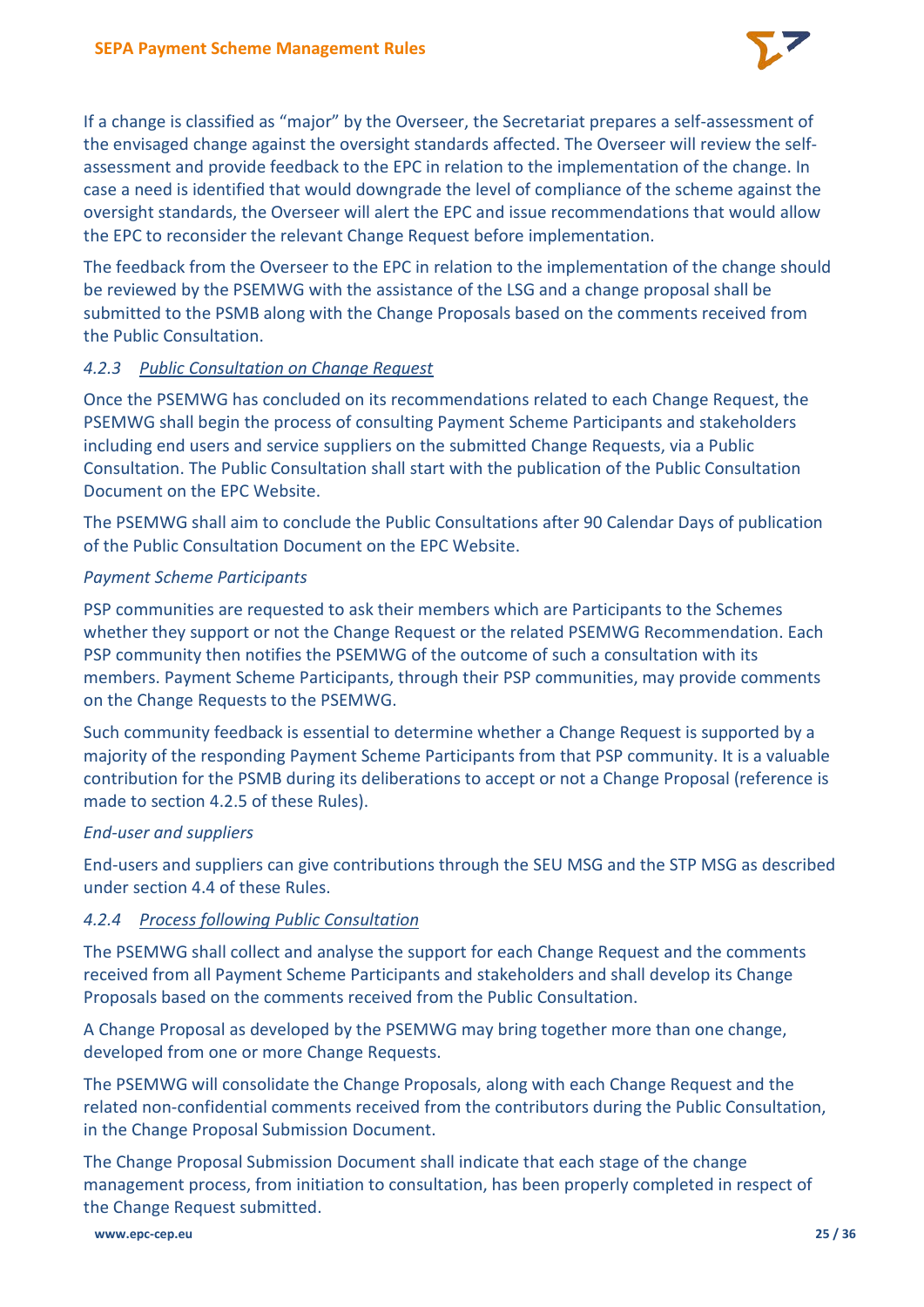If a change is classified as "major" by the Overseer, the Secretariat prepares a self-assessment of the envisaged change against the oversight standards affected. The Overseer will review the self-assessment and provide feedback to the EPC in relation to the implementation of the change. In case a need is identified that would downgrade the level of compliance of the scheme against the oversight standards, the Overseer will alert the EPC and issue recommendations that would allow the EPC to reconsider the relevant Change Request before implementation.

The feedback from the Overseer to the EPC in relation to the implementation of the change should be reviewed by the PSEMWG with the assistance of the LSG and a change proposal shall be submitted to the PSMB along with the Change Proposals based on the comments received from the Public Consultation.

#### *4.2.3 Public Consultation on Change Request*

Once the PSEMWG has concluded on its recommendations related to each Change Request, the PSEMWG shall begin the process of consulting Payment Scheme Participants and stakeholders including end users and service suppliers on the submitted Change Requests, via a Public Consultation. The Public Consultation shall start with the publication of the Public Consultation Document on the EPC Website.

The PSEMWG shall aim to conclude the Public Consultations after 90 Calendar Days of publication of the Public Consultation Document on the EPC Website.

*Payment Scheme Participants*

PSP communities are requested to ask their members which are Participants to the Schemes whether they support or not the Change Request or the related PSEMWG Recommendation. Each PSP community then notifies the PSEMWG of the outcome of such a consultation with its members. Payment Scheme Participants, through their PSP communities, may provide comments on the Change Requests to the PSEMWG.

Such community feedback is essential to determine whether a Change Request is supported by a majority of the responding Payment Scheme Participants from that PSP community. It is a valuable contribution for the PSMB during its deliberations to accept or not a Change Proposal (reference is made to section 4.2.5 of these Rules).

*End-user and suppliers*

End-users and suppliers can give contributions through the SEU MSG and the STP MSG as described under section 4.4 of these Rules.

#### *4.2.4 Process following Public Consultation*

The PSEMWG shall collect and analyse the support for each Change Request and the comments received from all Payment Scheme Participants and stakeholders and shall develop its Change Proposals based on the comments received from the Public Consultation.

A Change Proposal as developed by the PSEMWG may bring together more than one change, developed from one or more Change Requests.

The PSEMWG will consolidate the Change Proposals, along with each Change Request and the related non-confidential comments received from the contributors during the Public Consultation, in the Change Proposal Submission Document.

The Change Proposal Submission Document shall indicate that each stage of the change management process, from initiation to consultation, has been properly completed in respect of the Change Request submitted.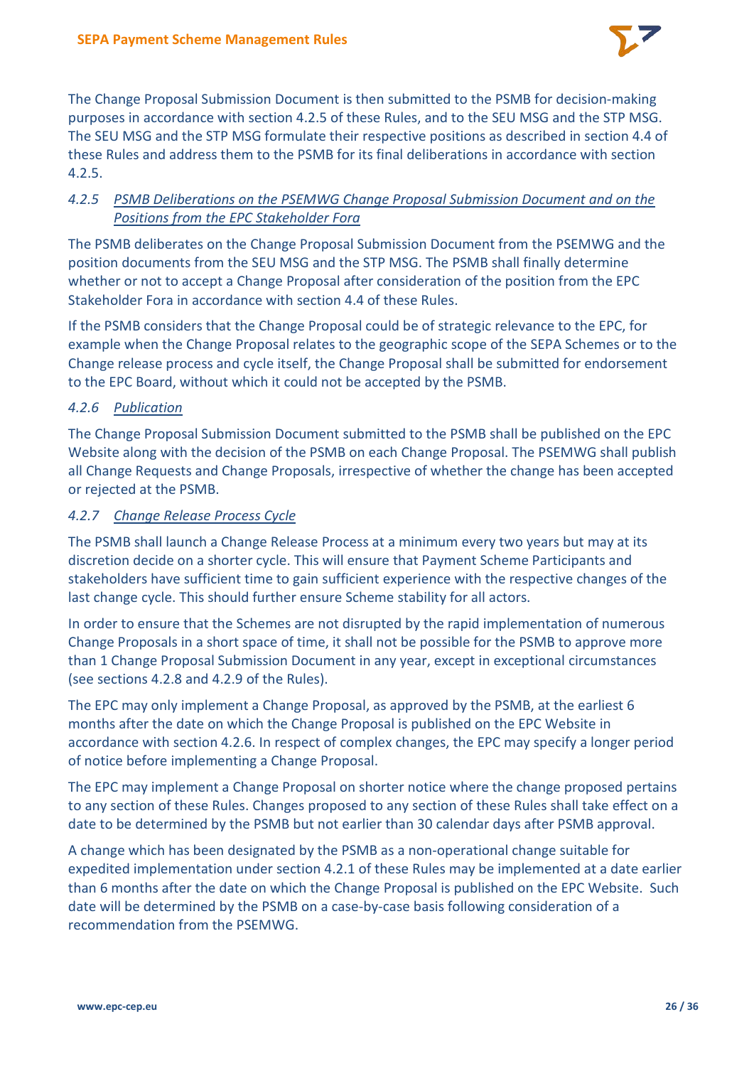The Change Proposal Submission Document is then submitted to the PSMB for decision-making purposes in accordance with section 4.2.5 of these Rules, and to the SEU MSG and the STP MSG. The SEU MSG and the STP MSG formulate their respective positions as described in section 4.4 of these Rules and address them to the PSMB for its final deliberations in accordance with section 4.2.5.

### *4.2.5 PSMB Deliberations on the PSEMWG Change Proposal Submission Document and on the Positions from the EPC Stakeholder Fora*

The PSMB deliberates on the Change Proposal Submission Document from the PSEMWG and the position documents from the SEU MSG and the STP MSG. The PSMB shall finally determine whether or not to accept a Change Proposal after consideration of the position from the EPC Stakeholder Fora in accordance with section 4.4 of these Rules.

If the PSMB considers that the Change Proposal could be of strategic relevance to the EPC, for example when the Change Proposal relates to the geographic scope of the SEPA Schemes or to the Change release process and cycle itself, the Change Proposal shall be submitted for endorsement to the EPC Board, without which it could not be accepted by the PSMB.

### *4.2.6 Publication*

The Change Proposal Submission Document submitted to the PSMB shall be published on the EPC Website along with the decision of the PSMB on each Change Proposal. The PSEMWG shall publish all Change Requests and Change Proposals, irrespective of whether the change has been accepted or rejected at the PSMB.

### *4.2.7 Change Release Process Cycle*

The PSMB shall launch a Change Release Process at a minimum every two years but may at its discretion decide on a shorter cycle. This will ensure that Payment Scheme Participants and stakeholders have sufficient time to gain sufficient experience with the respective changes of the last change cycle. This should further ensure Scheme stability for all actors.

In order to ensure that the Schemes are not disrupted by the rapid implementation of numerous Change Proposals in a short space of time, it shall not be possible for the PSMB to approve more than 1 Change Proposal Submission Document in any year, except in exceptional circumstances (see sections 4.2.8 and 4.2.9 of the Rules).

The EPC may only implement a Change Proposal, as approved by the PSMB, at the earliest 6 months after the date on which the Change Proposal is published on the EPC Website in accordance with section 4.2.6. In respect of complex changes, the EPC may specify a longer period of notice before implementing a Change Proposal.

The EPC may implement a Change Proposal on shorter notice where the change proposed pertains to any section of these Rules. Changes proposed to any section of these Rules shall take effect on a date to be determined by the PSMB but not earlier than 30 calendar days after PSMB approval.

A change which has been designated by the PSMB as a non-operational change suitable for expedited implementation under section 4.2.1 of these Rules may be implemented at a date earlier than 6 months after the date on which the Change Proposal is published on the EPC Website. Such date will be determined by the PSMB on a case-by-case basis following consideration of a recommendation from the PSEMWG.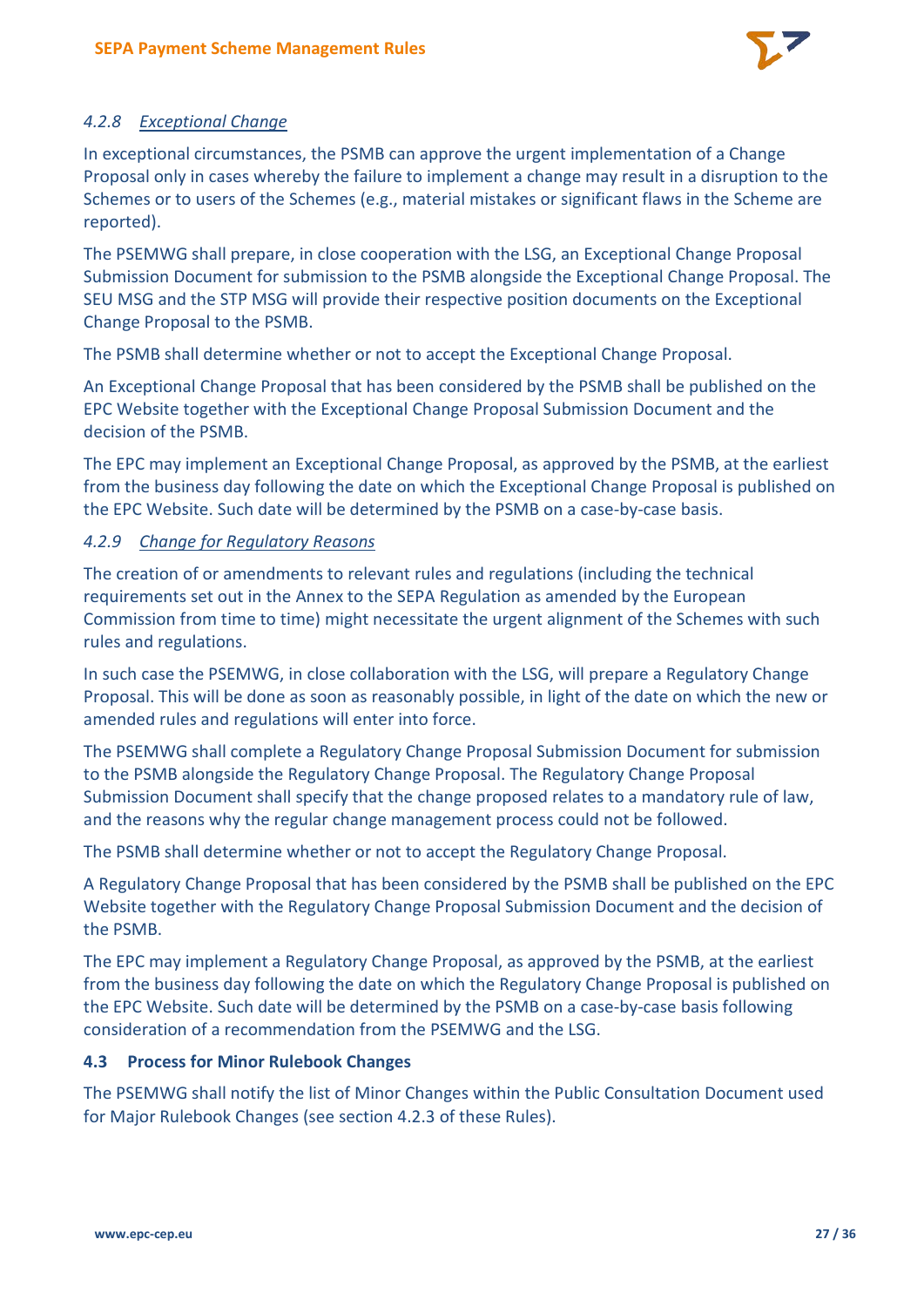#### 4.2.8 *Exceptional Change*

In exceptional circumstances, the PSMB can approve the urgent implementation of a Change Proposal only in cases whereby the failure to implement a change may result in a disruption to the Schemes or to users of the Schemes (e.g., material mistakes or significant flaws in the Scheme are reported).

The PSEMWG shall prepare, in close cooperation with the LSG, an Exceptional Change Proposal Submission Document for submission to the PSMB alongside the Exceptional Change Proposal. The SEU MSG and the STP MSG will provide their respective position documents on the Exceptional Change Proposal to the PSMB.

The PSMB shall determine whether or not to accept the Exceptional Change Proposal.

An Exceptional Change Proposal that has been considered by the PSMB shall be published on the EPC Website together with the Exceptional Change Proposal Submission Document and the decision of the PSMB.

The EPC may implement an Exceptional Change Proposal, as approved by the PSMB, at the earliest from the business day following the date on which the Exceptional Change Proposal is published on the EPC Website. Such date will be determined by the PSMB on a case-by-case basis.

#### 4.2.9 *Change for Regulatory Reasons*

The creation of or amendments to relevant rules and regulations (including the technical requirements set out in the Annex to the SEPA Regulation as amended by the European Commission from time to time) might necessitate the urgent alignment of the Schemes with such rules and regulations.

In such case the PSEMWG, in close collaboration with the LSG, will prepare a Regulatory Change Proposal. This will be done as soon as reasonably possible, in light of the date on which the new or amended rules and regulations will enter into force.

The PSEMWG shall complete a Regulatory Change Proposal Submission Document for submission to the PSMB alongside the Regulatory Change Proposal. The Regulatory Change Proposal Submission Document shall specify that the change proposed relates to a mandatory rule of law, and the reasons why the regular change management process could not be followed.

The PSMB shall determine whether or not to accept the Regulatory Change Proposal.

A Regulatory Change Proposal that has been considered by the PSMB shall be published on the EPC Website together with the Regulatory Change Proposal Submission Document and the decision of the PSMB.

The EPC may implement a Regulatory Change Proposal, as approved by the PSMB, at the earliest from the business day following the date on which the Regulatory Change Proposal is published on the EPC Website. Such date will be determined by the PSMB on a case-by-case basis following consideration of a recommendation from the PSEMWG and the LSG.

### 4.3 Process for Minor Rulebook Changes

The PSEMWG shall notify the list of Minor Changes within the Public Consultation Document used for Major Rulebook Changes (see section 4.2.3 of these Rules).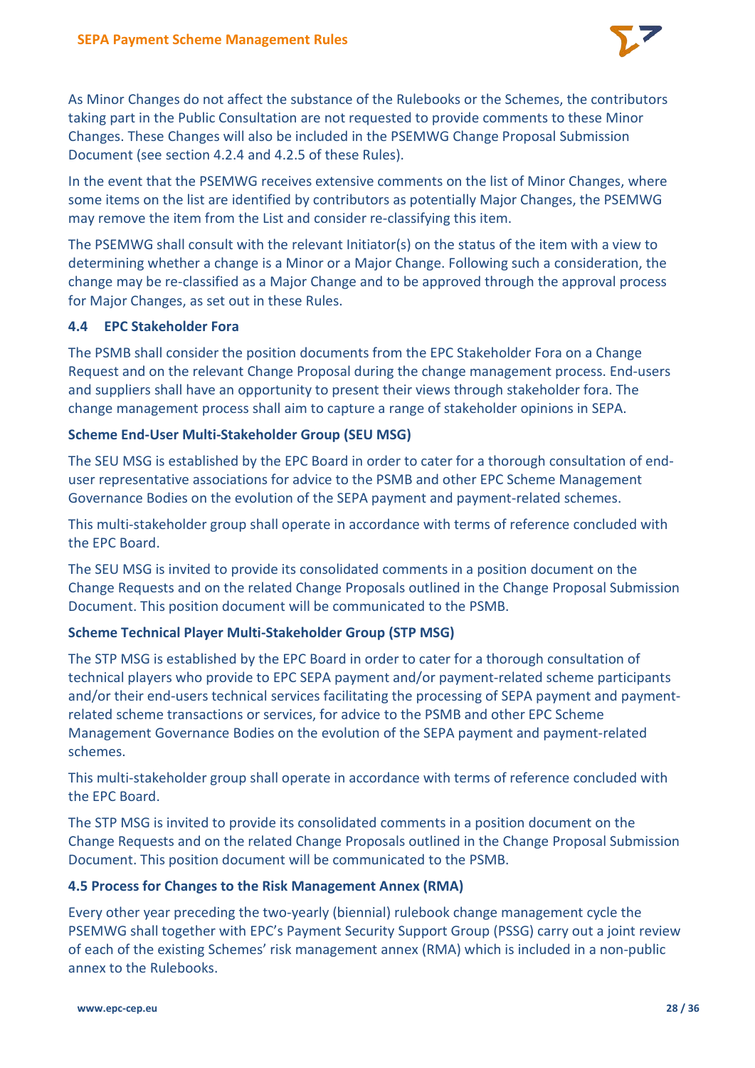As Minor Changes do not affect the substance of the Rulebooks or the Schemes, the contributors taking part in the Public Consultation are not requested to provide comments to these Minor Changes. These Changes will also be included in the PSEMWG Change Proposal Submission Document (see section 4.2.4 and 4.2.5 of these Rules).

In the event that the PSEMWG receives extensive comments on the list of Minor Changes, where some items on the list are identified by contributors as potentially Major Changes, the PSEMWG may remove the item from the List and consider re-classifying this item.

The PSEMWG shall consult with the relevant Initiator(s) on the status of the item with a view to determining whether a change is a Minor or a Major Change. Following such a consideration, the change may be re-classified as a Major Change and to be approved through the approval process for Major Changes, as set out in these Rules.

### 4.4 EPC Stakeholder Fora

The PSMB shall consider the position documents from the EPC Stakeholder Fora on a Change Request and on the relevant Change Proposal during the change management process. End-users and suppliers shall have an opportunity to present their views through stakeholder fora. The change management process shall aim to capture a range of stakeholder opinions in SEPA.

#### Scheme End-User Multi-Stakeholder Group (SEU MSG)

The SEU MSG is established by the EPC Board in order to cater for a thorough consultation of end-user representative associations for advice to the PSMB and other EPC Scheme Management Governance Bodies on the evolution of the SEPA payment and payment-related schemes.

This multi-stakeholder group shall operate in accordance with terms of reference concluded with the EPC Board.

The SEU MSG is invited to provide its consolidated comments in a position document on the Change Requests and on the related Change Proposals outlined in the Change Proposal Submission Document. This position document will be communicated to the PSMB.

#### Scheme Technical Player Multi-Stakeholder Group (STP MSG)

The STP MSG is established by the EPC Board in order to cater for a thorough consultation of technical players who provide to EPC SEPA payment and/or payment-related scheme participants and/or their end-users technical services facilitating the processing of SEPA payment and payment-related scheme transactions or services, for advice to the PSMB and other EPC Scheme Management Governance Bodies on the evolution of the SEPA payment and payment-related schemes.

This multi-stakeholder group shall operate in accordance with terms of reference concluded with the EPC Board.

The STP MSG is invited to provide its consolidated comments in a position document on the Change Requests and on the related Change Proposals outlined in the Change Proposal Submission Document. This position document will be communicated to the PSMB.

### 4.5 Process for Changes to the Risk Management Annex (RMA)

Every other year preceding the two-yearly (biennial) rulebook change management cycle the PSEMWG shall together with EPC's Payment Security Support Group (PSSG) carry out a joint review of each of the existing Schemes' risk management annex (RMA) which is included in a non-public annex to the Rulebooks.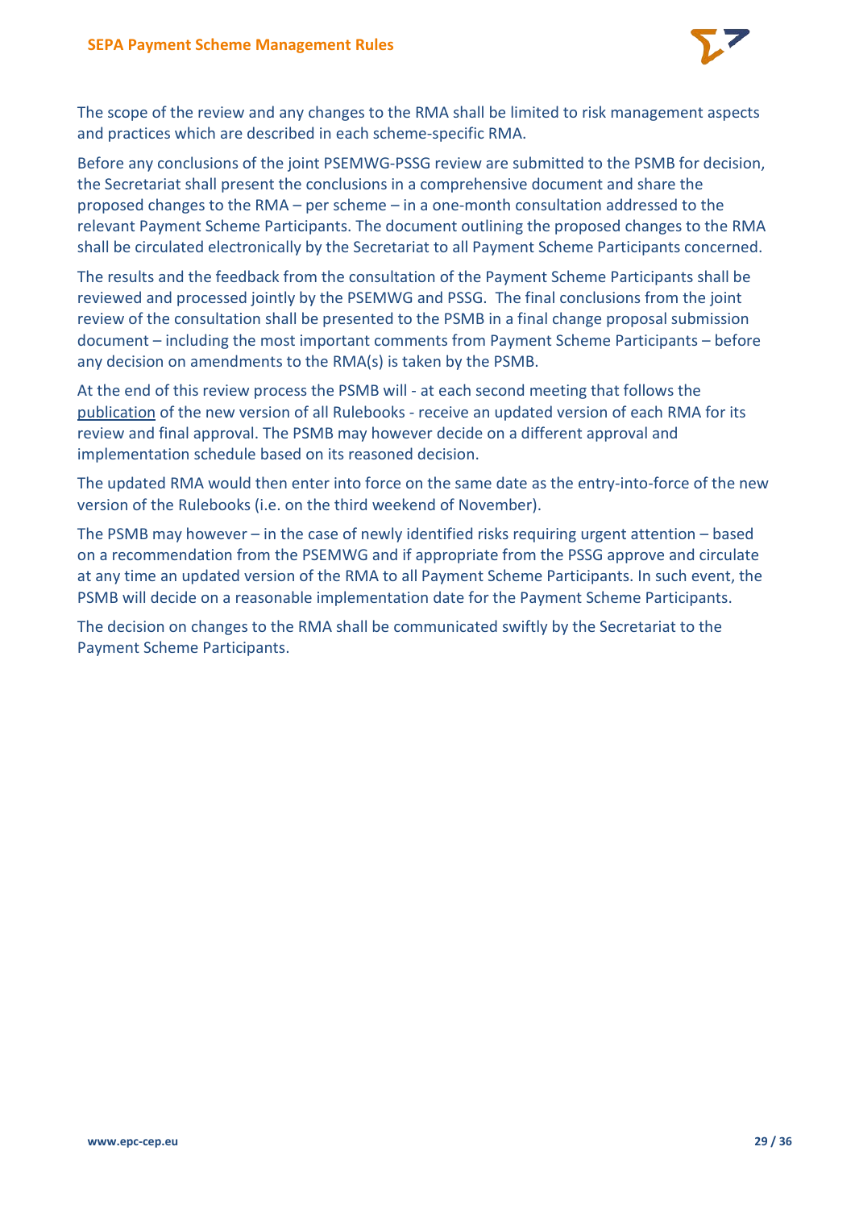The scope of the review and any changes to the RMA shall be limited to risk management aspects and practices which are described in each scheme-specific RMA.

Before any conclusions of the joint PSEMWG-PSSG review are submitted to the PSMB for decision, the Secretariat shall present the conclusions in a comprehensive document and share the proposed changes to the RMA – per scheme – in a one-month consultation addressed to the relevant Payment Scheme Participants. The document outlining the proposed changes to the RMA shall be circulated electronically by the Secretariat to all Payment Scheme Participants concerned.

The results and the feedback from the consultation of the Payment Scheme Participants shall be reviewed and processed jointly by the PSEMWG and PSSG. The final conclusions from the joint review of the consultation shall be presented to the PSMB in a final change proposal submission document – including the most important comments from Payment Scheme Participants – before any decision on amendments to the RMA(s) is taken by the PSMB.

At the end of this review process the PSMB will - at each second meeting that follows the publication of the new version of all Rulebooks - receive an updated version of each RMA for its review and final approval. The PSMB may however decide on a different approval and implementation schedule based on its reasoned decision.

The updated RMA would then enter into force on the same date as the entry-into-force of the new version of the Rulebooks (i.e. on the third weekend of November).

The PSMB may however – in the case of newly identified risks requiring urgent attention – based on a recommendation from the PSEMWG and if appropriate from the PSSG approve and circulate at any time an updated version of the RMA to all Payment Scheme Participants. In such event, the PSMB will decide on a reasonable implementation date for the Payment Scheme Participants.

The decision on changes to the RMA shall be communicated swiftly by the Secretariat to the Payment Scheme Participants.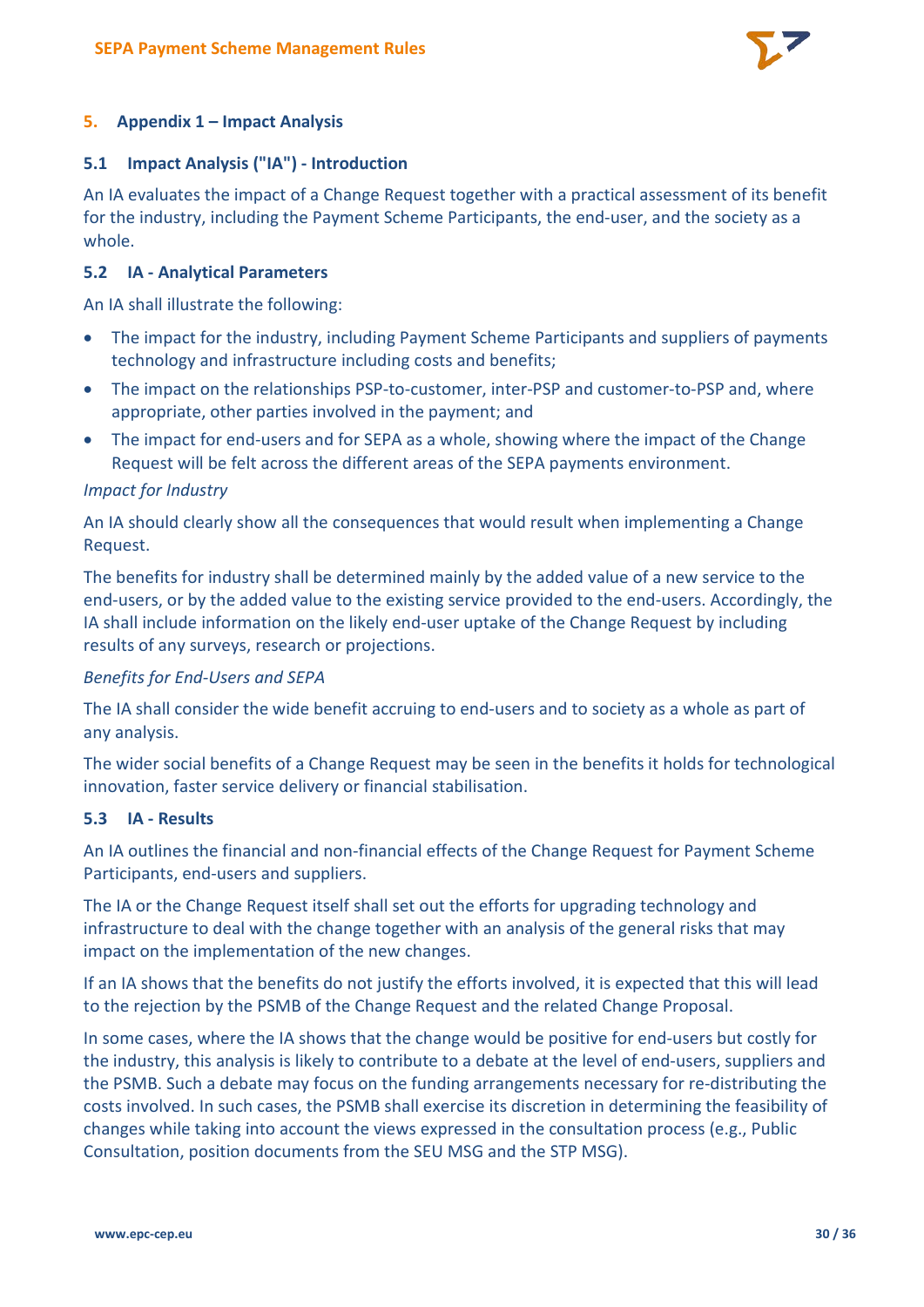## 5. Appendix 1 – Impact Analysis

### 5.1 Impact Analysis ("IA") - Introduction

An IA evaluates the impact of a Change Request together with a practical assessment of its benefit for the industry, including the Payment Scheme Participants, the end-user, and the society as a whole.

### 5.2 IA - Analytical Parameters

An IA shall illustrate the following:

- The impact for the industry, including Payment Scheme Participants and suppliers of payments technology and infrastructure including costs and benefits;
- The impact on the relationships PSP-to-customer, inter-PSP and customer-to-PSP and, where appropriate, other parties involved in the payment; and
- The impact for end-users and for SEPA as a whole, showing where the impact of the Change Request will be felt across the different areas of the SEPA payments environment.

*Impact for Industry*

An IA should clearly show all the consequences that would result when implementing a Change Request.

The benefits for industry shall be determined mainly by the added value of a new service to the end-users, or by the added value to the existing service provided to the end-users. Accordingly, the IA shall include information on the likely end-user uptake of the Change Request by including results of any surveys, research or projections.

*Benefits for End-Users and SEPA*

The IA shall consider the wide benefit accruing to end-users and to society as a whole as part of any analysis.

The wider social benefits of a Change Request may be seen in the benefits it holds for technological innovation, faster service delivery or financial stabilisation.

### 5.3 IA - Results

An IA outlines the financial and non-financial effects of the Change Request for Payment Scheme Participants, end-users and suppliers.

The IA or the Change Request itself shall set out the efforts for upgrading technology and infrastructure to deal with the change together with an analysis of the general risks that may impact on the implementation of the new changes.

If an IA shows that the benefits do not justify the efforts involved, it is expected that this will lead to the rejection by the PSMB of the Change Request and the related Change Proposal.

In some cases, where the IA shows that the change would be positive for end-users but costly for the industry, this analysis is likely to contribute to a debate at the level of end-users, suppliers and the PSMB. Such a debate may focus on the funding arrangements necessary for re-distributing the costs involved. In such cases, the PSMB shall exercise its discretion in determining the feasibility of changes while taking into account the views expressed in the consultation process (e.g., Public Consultation, position documents from the SEU MSG and the STP MSG).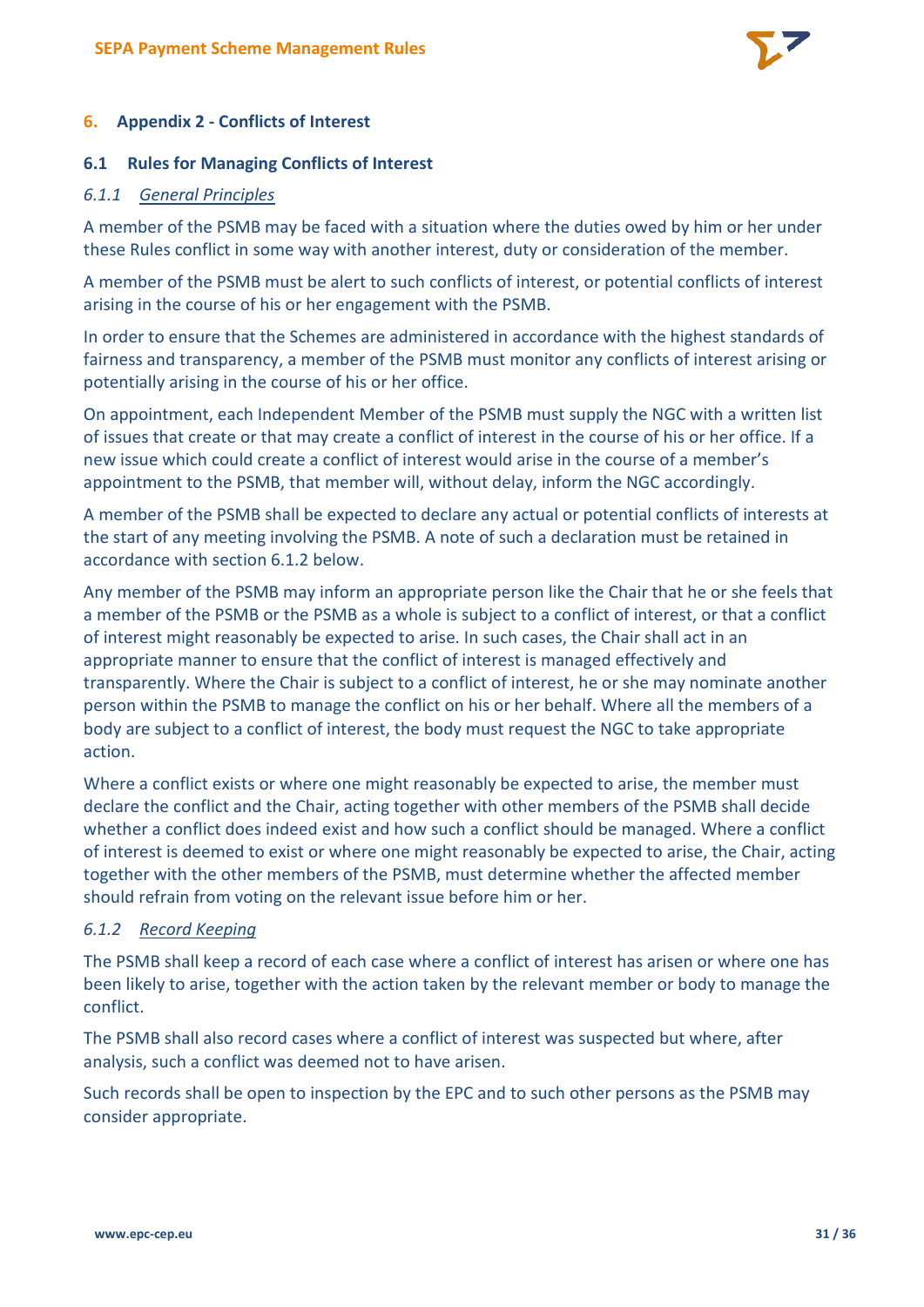## 6. Appendix 2 - Conflicts of Interest

### 6.1 Rules for Managing Conflicts of Interest

#### *6.1.1 General Principles*

A member of the PSMB may be faced with a situation where the duties owed by him or her under these Rules conflict in some way with another interest, duty or consideration of the member.

A member of the PSMB must be alert to such conflicts of interest, or potential conflicts of interest arising in the course of his or her engagement with the PSMB.

In order to ensure that the Schemes are administered in accordance with the highest standards of fairness and transparency, a member of the PSMB must monitor any conflicts of interest arising or potentially arising in the course of his or her office.

On appointment, each Independent Member of the PSMB must supply the NGC with a written list of issues that create or that may create a conflict of interest in the course of his or her office. If a new issue which could create a conflict of interest would arise in the course of a member's appointment to the PSMB, that member will, without delay, inform the NGC accordingly.

A member of the PSMB shall be expected to declare any actual or potential conflicts of interests at the start of any meeting involving the PSMB. A note of such a declaration must be retained in accordance with section 6.1.2 below.

Any member of the PSMB may inform an appropriate person like the Chair that he or she feels that a member of the PSMB or the PSMB as a whole is subject to a conflict of interest, or that a conflict of interest might reasonably be expected to arise. In such cases, the Chair shall act in an appropriate manner to ensure that the conflict of interest is managed effectively and transparently. Where the Chair is subject to a conflict of interest, he or she may nominate another person within the PSMB to manage the conflict on his or her behalf. Where all the members of a body are subject to a conflict of interest, the body must request the NGC to take appropriate action.

Where a conflict exists or where one might reasonably be expected to arise, the member must declare the conflict and the Chair, acting together with other members of the PSMB shall decide whether a conflict does indeed exist and how such a conflict should be managed. Where a conflict of interest is deemed to exist or where one might reasonably be expected to arise, the Chair, acting together with the other members of the PSMB, must determine whether the affected member should refrain from voting on the relevant issue before him or her.

#### *6.1.2 Record Keeping*

The PSMB shall keep a record of each case where a conflict of interest has arisen or where one has been likely to arise, together with the action taken by the relevant member or body to manage the conflict.

The PSMB shall also record cases where a conflict of interest was suspected but where, after analysis, such a conflict was deemed not to have arisen.

Such records shall be open to inspection by the EPC and to such other persons as the PSMB may consider appropriate.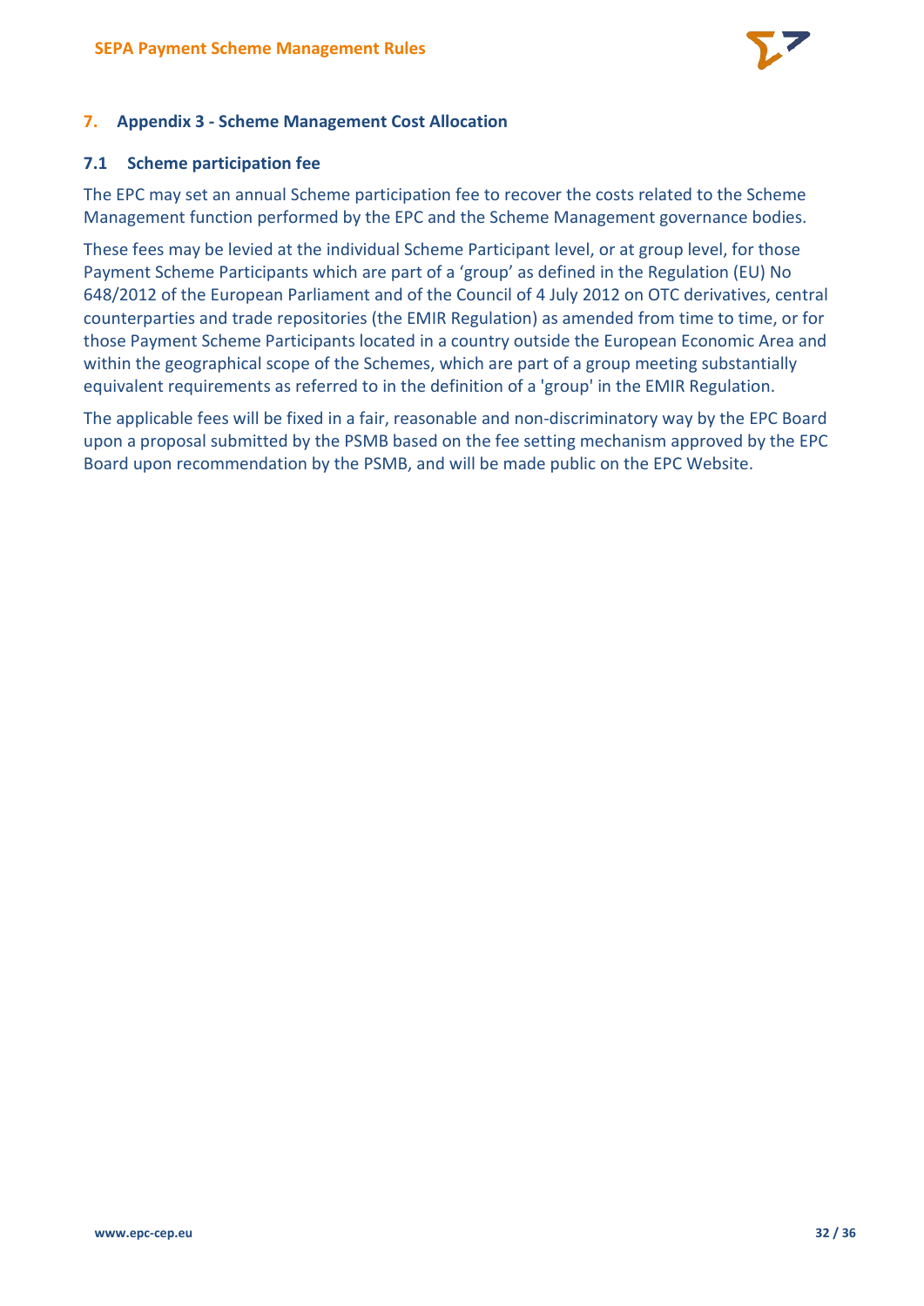## 7. Appendix 3 - Scheme Management Cost Allocation

### 7.1 Scheme participation fee

The EPC may set an annual Scheme participation fee to recover the costs related to the Scheme Management function performed by the EPC and the Scheme Management governance bodies.

These fees may be levied at the individual Scheme Participant level, or at group level, for those Payment Scheme Participants which are part of a 'group' as defined in the Regulation (EU) No 648/2012 of the European Parliament and of the Council of 4 July 2012 on OTC derivatives, central counterparties and trade repositories (the EMIR Regulation) as amended from time to time, or for those Payment Scheme Participants located in a country outside the European Economic Area and within the geographical scope of the Schemes, which are part of a group meeting substantially equivalent requirements as referred to in the definition of a 'group' in the EMIR Regulation.

The applicable fees will be fixed in a fair, reasonable and non-discriminatory way by the EPC Board upon a proposal submitted by the PSMB based on the fee setting mechanism approved by the EPC Board upon recommendation by the PSMB, and will be made public on the EPC Website.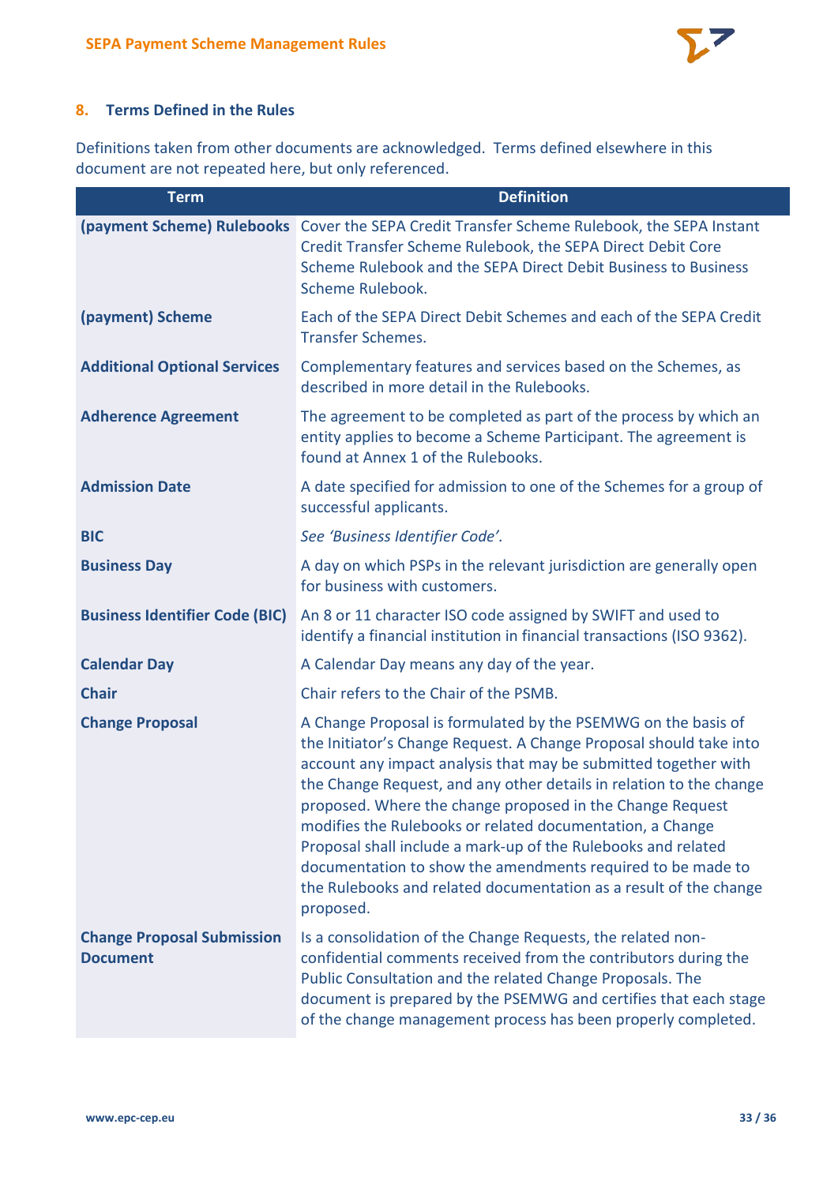## 8. Terms Defined in the Rules

Definitions taken from other documents are acknowledged. Terms defined elsewhere in this document are not repeated here, but only referenced.

| Term | Definition |
|---|---|
| **(payment Scheme) Rulebooks** | Cover the SEPA Credit Transfer Scheme Rulebook, the SEPA Instant Credit Transfer Scheme Rulebook, the SEPA Direct Debit Core Scheme Rulebook and the SEPA Direct Debit Business to Business Scheme Rulebook. |
| **(payment) Scheme** | Each of the SEPA Direct Debit Schemes and each of the SEPA Credit Transfer Schemes. |
| **Additional Optional Services** | Complementary features and services based on the Schemes, as described in more detail in the Rulebooks. |
| **Adherence Agreement** | The agreement to be completed as part of the process by which an entity applies to become a Scheme Participant. The agreement is found at Annex 1 of the Rulebooks. |
| **Admission Date** | A date specified for admission to one of the Schemes for a group of successful applicants. |
| **BIC** | *See 'Business Identifier Code'.* |
| **Business Day** | A day on which PSPs in the relevant jurisdiction are generally open for business with customers. |
| **Business Identifier Code (BIC)** | An 8 or 11 character ISO code assigned by SWIFT and used to identify a financial institution in financial transactions (ISO 9362). |
| **Calendar Day** | A Calendar Day means any day of the year. |
| **Chair** | Chair refers to the Chair of the PSMB. |
| **Change Proposal** | A Change Proposal is formulated by the PSEMWG on the basis of the Initiator's Change Request. A Change Proposal should take into account any impact analysis that may be submitted together with the Change Request, and any other details in relation to the change proposed. Where the change proposed in the Change Request modifies the Rulebooks or related documentation, a Change Proposal shall include a mark-up of the Rulebooks and related documentation to show the amendments required to be made to the Rulebooks and related documentation as a result of the change proposed. |
| **Change Proposal Submission Document** | Is a consolidation of the Change Requests, the related non-confidential comments received from the contributors during the Public Consultation and the related Change Proposals. The document is prepared by the PSEMWG and certifies that each stage of the change management process has been properly completed. |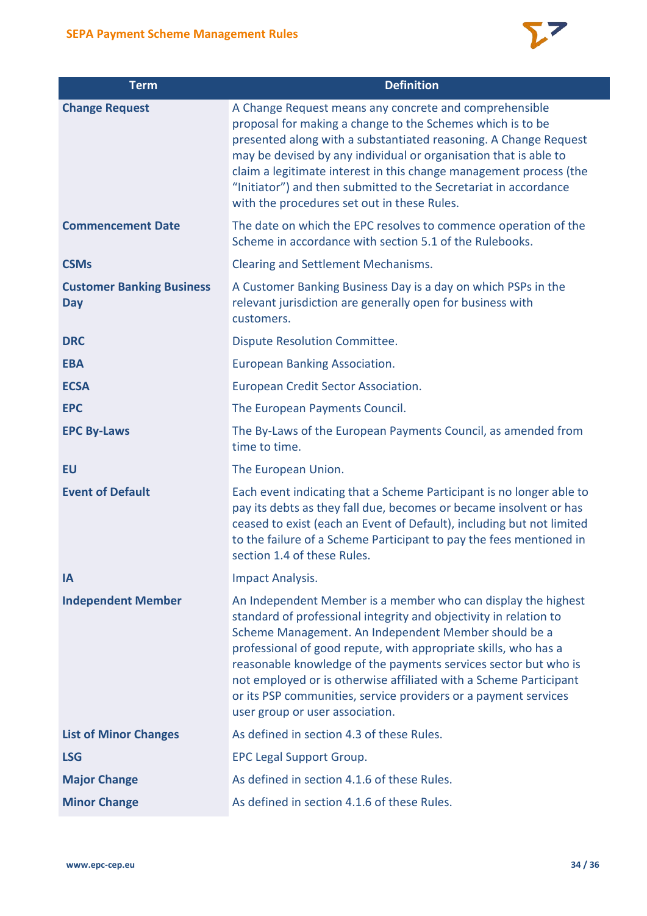| Term | Definition |
| --- | --- |
| **Change Request** | A Change Request means any concrete and comprehensible proposal for making a change to the Schemes which is to be presented along with a substantiated reasoning. A Change Request may be devised by any individual or organisation that is able to claim a legitimate interest in this change management process (the "Initiator") and then submitted to the Secretariat in accordance with the procedures set out in these Rules. |
| **Commencement Date** | The date on which the EPC resolves to commence operation of the Scheme in accordance with section 5.1 of the Rulebooks. |
| **CSMs** | Clearing and Settlement Mechanisms. |
| **Customer Banking Business Day** | A Customer Banking Business Day is a day on which PSPs in the relevant jurisdiction are generally open for business with customers. |
| **DRC** | Dispute Resolution Committee. |
| **EBA** | European Banking Association. |
| **ECSA** | European Credit Sector Association. |
| **EPC** | The European Payments Council. |
| **EPC By-Laws** | The By-Laws of the European Payments Council, as amended from time to time. |
| **EU** | The European Union. |
| **Event of Default** | Each event indicating that a Scheme Participant is no longer able to pay its debts as they fall due, becomes or became insolvent or has ceased to exist (each an Event of Default), including but not limited to the failure of a Scheme Participant to pay the fees mentioned in section 1.4 of these Rules. |
| **IA** | Impact Analysis. |
| **Independent Member** | An Independent Member is a member who can display the highest standard of professional integrity and objectivity in relation to Scheme Management. An Independent Member should be a professional of good repute, with appropriate skills, who has a reasonable knowledge of the payments services sector but who is not employed or is otherwise affiliated with a Scheme Participant or its PSP communities, service providers or a payment services user group or user association. |
| **List of Minor Changes** | As defined in section 4.3 of these Rules. |
| **LSG** | EPC Legal Support Group. |
| **Major Change** | As defined in section 4.1.6 of these Rules. |
| **Minor Change** | As defined in section 4.1.6 of these Rules. |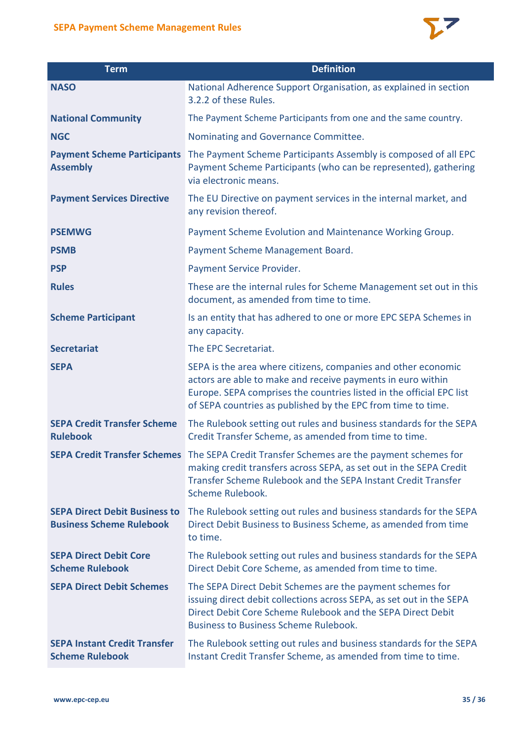| Term | Definition |
| --- | --- |
| **NASO** | National Adherence Support Organisation, as explained in section 3.2.2 of these Rules. |
| **National Community** | The Payment Scheme Participants from one and the same country. |
| **NGC** | Nominating and Governance Committee. |
| **Payment Scheme Participants Assembly** | The Payment Scheme Participants Assembly is composed of all EPC Payment Scheme Participants (who can be represented), gathering via electronic means. |
| **Payment Services Directive** | The EU Directive on payment services in the internal market, and any revision thereof. |
| **PSEMWG** | Payment Scheme Evolution and Maintenance Working Group. |
| **PSMB** | Payment Scheme Management Board. |
| **PSP** | Payment Service Provider. |
| **Rules** | These are the internal rules for Scheme Management set out in this document, as amended from time to time. |
| **Scheme Participant** | Is an entity that has adhered to one or more EPC SEPA Schemes in any capacity. |
| **Secretariat** | The EPC Secretariat. |
| **SEPA** | SEPA is the area where citizens, companies and other economic actors are able to make and receive payments in euro within Europe. SEPA comprises the countries listed in the official EPC list of SEPA countries as published by the EPC from time to time. |
| **SEPA Credit Transfer Scheme Rulebook** | The Rulebook setting out rules and business standards for the SEPA Credit Transfer Scheme, as amended from time to time. |
| **SEPA Credit Transfer Schemes** | The SEPA Credit Transfer Schemes are the payment schemes for making credit transfers across SEPA, as set out in the SEPA Credit Transfer Scheme Rulebook and the SEPA Instant Credit Transfer Scheme Rulebook. |
| **SEPA Direct Debit Business to Business Scheme Rulebook** | The Rulebook setting out rules and business standards for the SEPA Direct Debit Business to Business Scheme, as amended from time to time. |
| **SEPA Direct Debit Core Scheme Rulebook** | The Rulebook setting out rules and business standards for the SEPA Direct Debit Core Scheme, as amended from time to time. |
| **SEPA Direct Debit Schemes** | The SEPA Direct Debit Schemes are the payment schemes for issuing direct debit collections across SEPA, as set out in the SEPA Direct Debit Core Scheme Rulebook and the SEPA Direct Debit Business to Business Scheme Rulebook. |
| **SEPA Instant Credit Transfer Scheme Rulebook** | The Rulebook setting out rules and business standards for the SEPA Instant Credit Transfer Scheme, as amended from time to time. |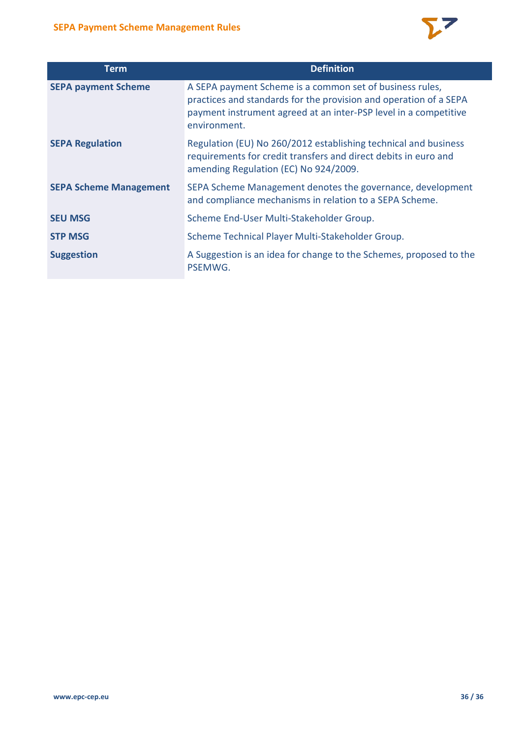| Term | Definition |
|---|---|
| **SEPA payment Scheme** | A SEPA payment Scheme is a common set of business rules, practices and standards for the provision and operation of a SEPA payment instrument agreed at an inter-PSP level in a competitive environment. |
| **SEPA Regulation** | Regulation (EU) No 260/2012 establishing technical and business requirements for credit transfers and direct debits in euro and amending Regulation (EC) No 924/2009. |
| **SEPA Scheme Management** | SEPA Scheme Management denotes the governance, development and compliance mechanisms in relation to a SEPA Scheme. |
| **SEU MSG** | Scheme End-User Multi-Stakeholder Group. |
| **STP MSG** | Scheme Technical Player Multi-Stakeholder Group. |
| **Suggestion** | A Suggestion is an idea for change to the Schemes, proposed to the PSEMWG. |